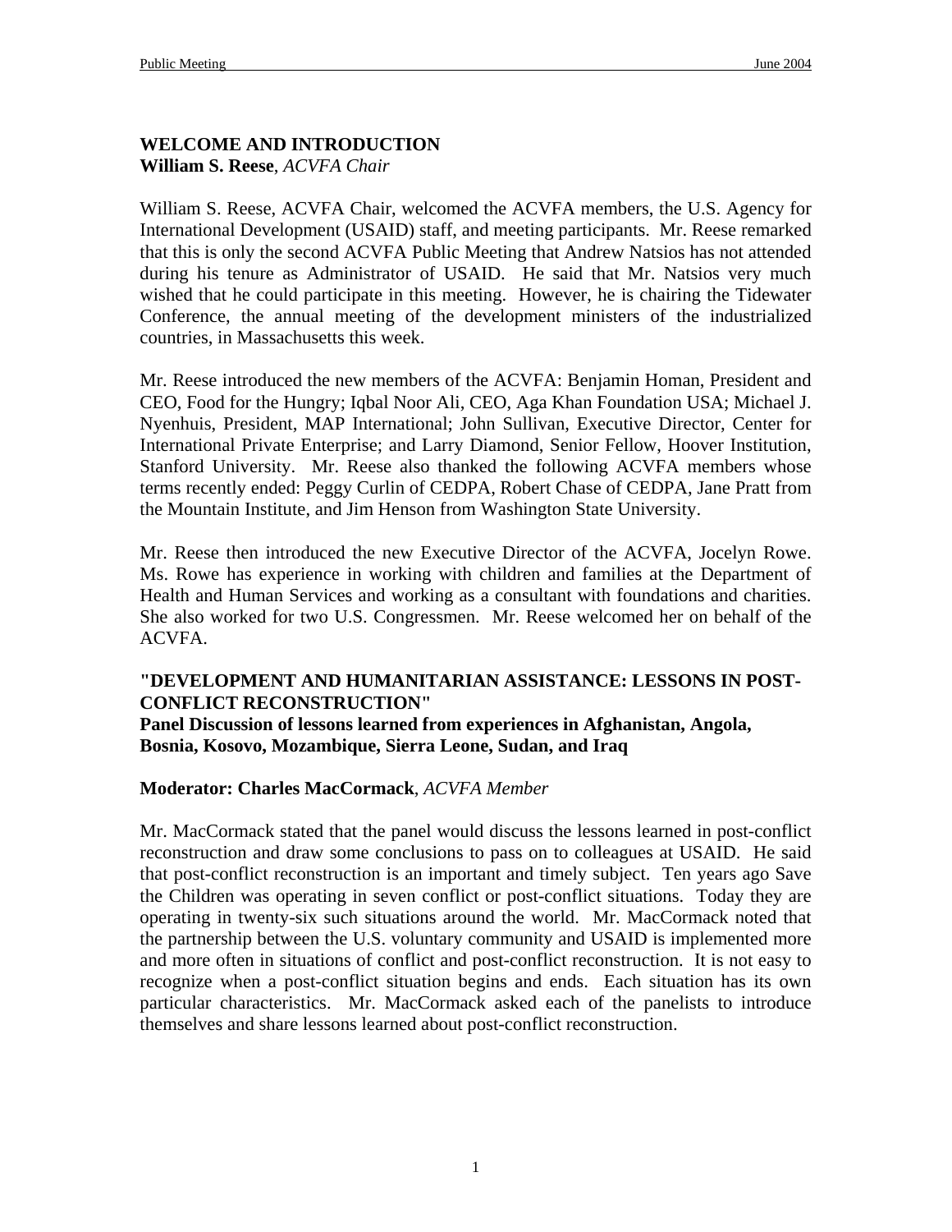## WELCOME AND INTRODUCTION

**William S. Reese**, *ACVFA Chair*

William S. Reese, ACVFA Chair, welcomed the ACVFA members, the U.S. Agency for International Development (USAID) staff, and meeting participants. Mr. Reese remarked that this is only the second ACVFA Public Meeting that Andrew Natsios has not attended during his tenure as Administrator of USAID. He said that Mr. Natsios very much wished that he could participate in this meeting. However, he is chairing the Tidewater Conference, the annual meeting of the development ministers of the industrialized countries, in Massachusetts this week.

Mr. Reese introduced the new members of the ACVFA: Benjamin Homan, President and CEO, Food for the Hungry; Iqbal Noor Ali, CEO, Aga Khan Foundation USA; Michael J. Nyenhuis, President, MAP International; John Sullivan, Executive Director, Center for International Private Enterprise; and Larry Diamond, Senior Fellow, Hoover Institution, Stanford University. Mr. Reese also thanked the following ACVFA members whose terms recently ended: Peggy Curlin of CEDPA, Robert Chase of CEDPA, Jane Pratt from the Mountain Institute, and Jim Henson from Washington State University.

Mr. Reese then introduced the new Executive Director of the ACVFA, Jocelyn Rowe. Ms. Rowe has experience in working with children and families at the Department of Health and Human Services and working as a consultant with foundations and charities. She also worked for two U.S. Congressmen. Mr. Reese welcomed her on behalf of the ACVFA.

## "DEVELOPMENT AND HUMANITARIAN ASSISTANCE: LESSONS IN POST-CONFLICT RECONSTRUCTION"

**Panel Discussion of lessons learned from experiences in Afghanistan, Angola, Bosnia, Kosovo, Mozambique, Sierra Leone, Sudan, and Iraq**

**Moderator: Charles MacCormack**, *ACVFA Member*

Mr. MacCormack stated that the panel would discuss the lessons learned in post-conflict reconstruction and draw some conclusions to pass on to colleagues at USAID. He said that post-conflict reconstruction is an important and timely subject. Ten years ago Save the Children was operating in seven conflict or post-conflict situations. Today they are operating in twenty-six such situations around the world. Mr. MacCormack noted that the partnership between the U.S. voluntary community and USAID is implemented more and more often in situations of conflict and post-conflict reconstruction. It is not easy to recognize when a post-conflict situation begins and ends. Each situation has its own particular characteristics. Mr. MacCormack asked each of the panelists to introduce themselves and share lessons learned about post-conflict reconstruction.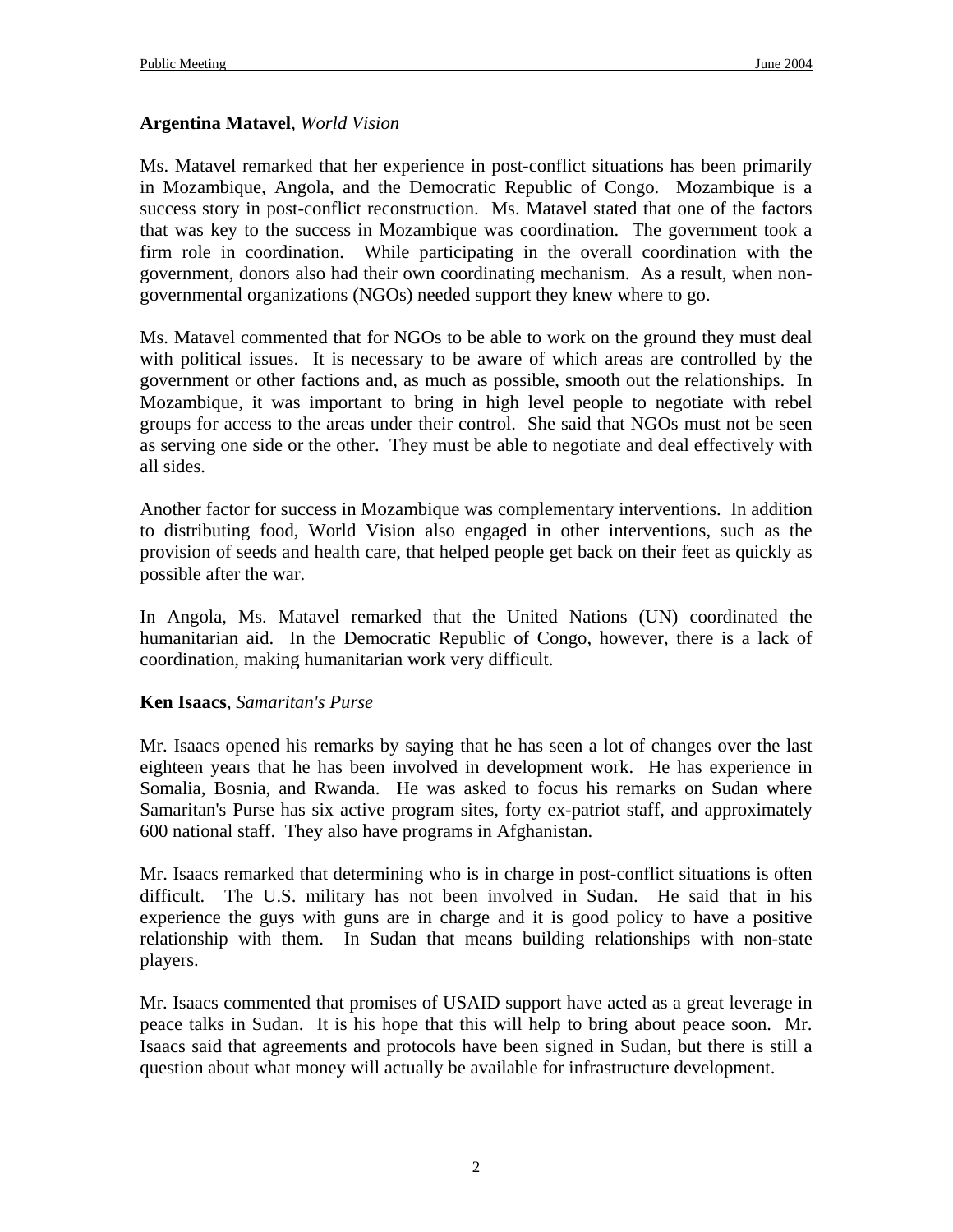**Argentina Matavel**, *World Vision*

Ms. Matavel remarked that her experience in post-conflict situations has been primarily in Mozambique, Angola, and the Democratic Republic of Congo. Mozambique is a success story in post-conflict reconstruction. Ms. Matavel stated that one of the factors that was key to the success in Mozambique was coordination. The government took a firm role in coordination. While participating in the overall coordination with the government, donors also had their own coordinating mechanism. As a result, when non-governmental organizations (NGOs) needed support they knew where to go.

Ms. Matavel commented that for NGOs to be able to work on the ground they must deal with political issues. It is necessary to be aware of which areas are controlled by the government or other factions and, as much as possible, smooth out the relationships. In Mozambique, it was important to bring in high level people to negotiate with rebel groups for access to the areas under their control. She said that NGOs must not be seen as serving one side or the other. They must be able to negotiate and deal effectively with all sides.

Another factor for success in Mozambique was complementary interventions. In addition to distributing food, World Vision also engaged in other interventions, such as the provision of seeds and health care, that helped people get back on their feet as quickly as possible after the war.

In Angola, Ms. Matavel remarked that the United Nations (UN) coordinated the humanitarian aid. In the Democratic Republic of Congo, however, there is a lack of coordination, making humanitarian work very difficult.

**Ken Isaacs**, *Samaritan's Purse*

Mr. Isaacs opened his remarks by saying that he has seen a lot of changes over the last eighteen years that he has been involved in development work. He has experience in Somalia, Bosnia, and Rwanda. He was asked to focus his remarks on Sudan where Samaritan's Purse has six active program sites, forty ex-patriot staff, and approximately 600 national staff. They also have programs in Afghanistan.

Mr. Isaacs remarked that determining who is in charge in post-conflict situations is often difficult. The U.S. military has not been involved in Sudan. He said that in his experience the guys with guns are in charge and it is good policy to have a positive relationship with them. In Sudan that means building relationships with non-state players.

Mr. Isaacs commented that promises of USAID support have acted as a great leverage in peace talks in Sudan. It is his hope that this will help to bring about peace soon. Mr. Isaacs said that agreements and protocols have been signed in Sudan, but there is still a question about what money will actually be available for infrastructure development.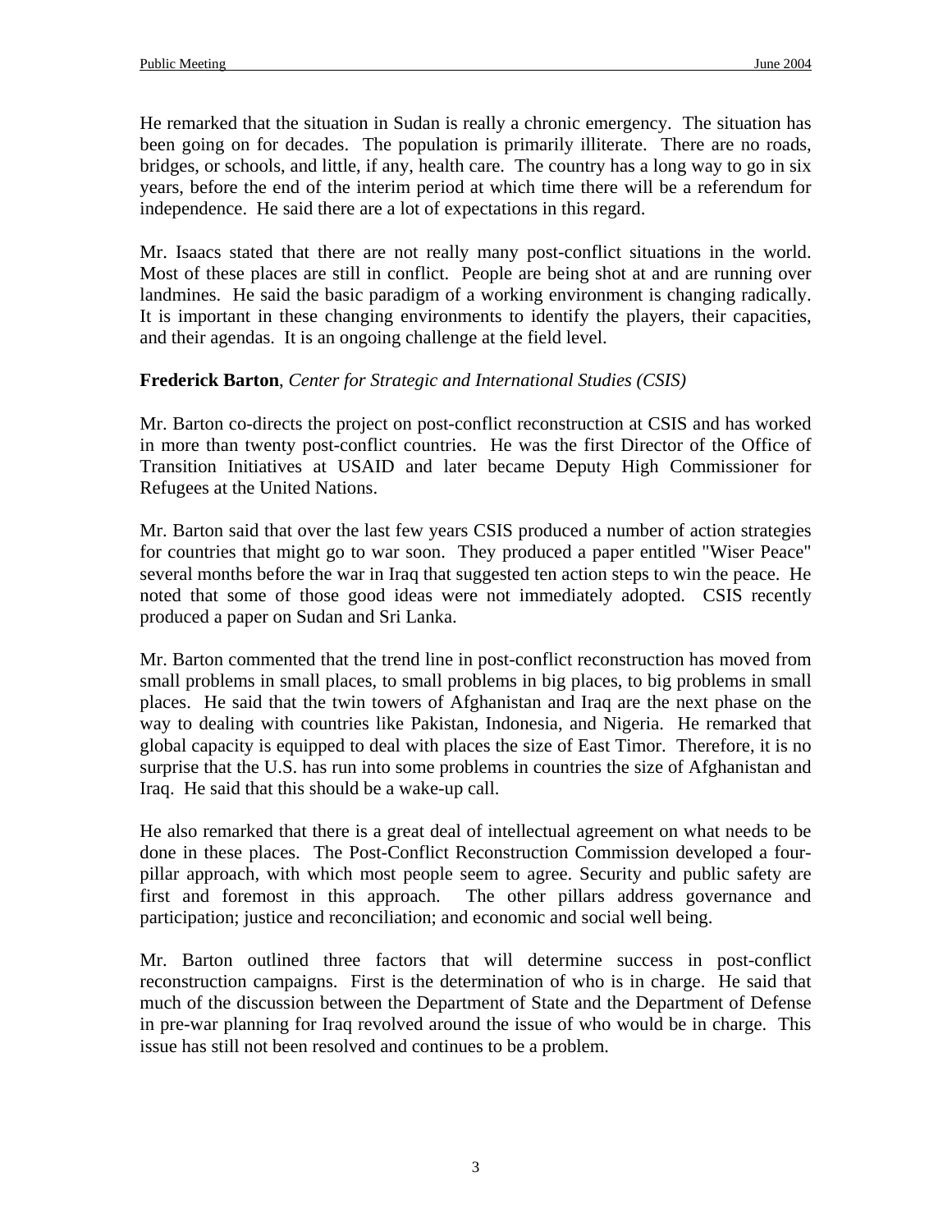He remarked that the situation in Sudan is really a chronic emergency. The situation has been going on for decades. The population is primarily illiterate. There are no roads, bridges, or schools, and little, if any, health care. The country has a long way to go in six years, before the end of the interim period at which time there will be a referendum for independence. He said there are a lot of expectations in this regard.

Mr. Isaacs stated that there are not really many post-conflict situations in the world. Most of these places are still in conflict. People are being shot at and are running over landmines. He said the basic paradigm of a working environment is changing radically. It is important in these changing environments to identify the players, their capacities, and their agendas. It is an ongoing challenge at the field level.

**Frederick Barton**, *Center for Strategic and International Studies (CSIS)*

Mr. Barton co-directs the project on post-conflict reconstruction at CSIS and has worked in more than twenty post-conflict countries. He was the first Director of the Office of Transition Initiatives at USAID and later became Deputy High Commissioner for Refugees at the United Nations.

Mr. Barton said that over the last few years CSIS produced a number of action strategies for countries that might go to war soon. They produced a paper entitled "Wiser Peace" several months before the war in Iraq that suggested ten action steps to win the peace. He noted that some of those good ideas were not immediately adopted. CSIS recently produced a paper on Sudan and Sri Lanka.

Mr. Barton commented that the trend line in post-conflict reconstruction has moved from small problems in small places, to small problems in big places, to big problems in small places. He said that the twin towers of Afghanistan and Iraq are the next phase on the way to dealing with countries like Pakistan, Indonesia, and Nigeria. He remarked that global capacity is equipped to deal with places the size of East Timor. Therefore, it is no surprise that the U.S. has run into some problems in countries the size of Afghanistan and Iraq. He said that this should be a wake-up call.

He also remarked that there is a great deal of intellectual agreement on what needs to be done in these places. The Post-Conflict Reconstruction Commission developed a four-pillar approach, with which most people seem to agree. Security and public safety are first and foremost in this approach. The other pillars address governance and participation; justice and reconciliation; and economic and social well being.

Mr. Barton outlined three factors that will determine success in post-conflict reconstruction campaigns. First is the determination of who is in charge. He said that much of the discussion between the Department of State and the Department of Defense in pre-war planning for Iraq revolved around the issue of who would be in charge. This issue has still not been resolved and continues to be a problem.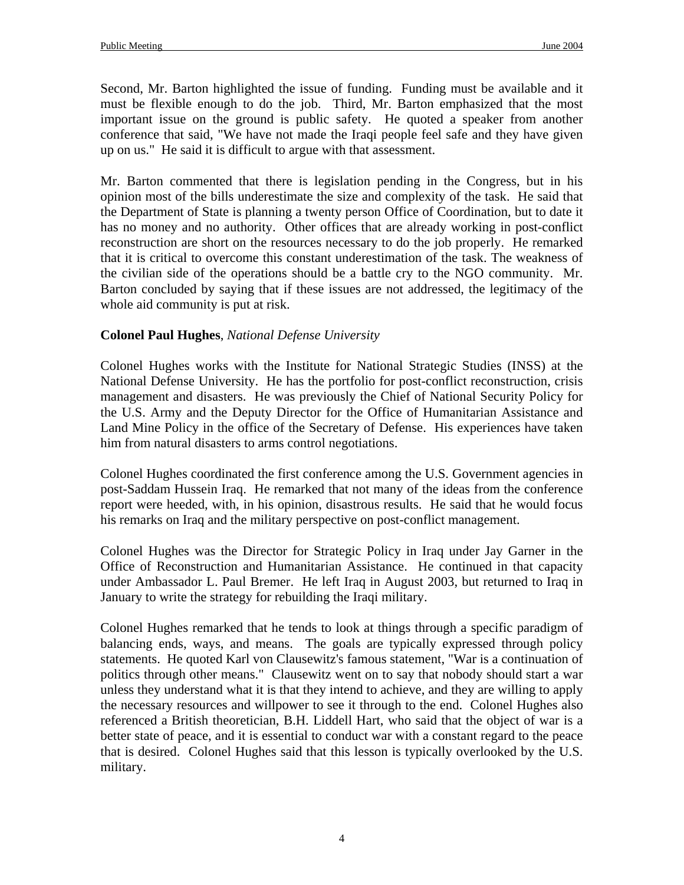Second, Mr. Barton highlighted the issue of funding. Funding must be available and it must be flexible enough to do the job. Third, Mr. Barton emphasized that the most important issue on the ground is public safety. He quoted a speaker from another conference that said, "We have not made the Iraqi people feel safe and they have given up on us." He said it is difficult to argue with that assessment.

Mr. Barton commented that there is legislation pending in the Congress, but in his opinion most of the bills underestimate the size and complexity of the task. He said that the Department of State is planning a twenty person Office of Coordination, but to date it has no money and no authority. Other offices that are already working in post-conflict reconstruction are short on the resources necessary to do the job properly. He remarked that it is critical to overcome this constant underestimation of the task. The weakness of the civilian side of the operations should be a battle cry to the NGO community. Mr. Barton concluded by saying that if these issues are not addressed, the legitimacy of the whole aid community is put at risk.

**Colonel Paul Hughes**, *National Defense University*

Colonel Hughes works with the Institute for National Strategic Studies (INSS) at the National Defense University. He has the portfolio for post-conflict reconstruction, crisis management and disasters. He was previously the Chief of National Security Policy for the U.S. Army and the Deputy Director for the Office of Humanitarian Assistance and Land Mine Policy in the office of the Secretary of Defense. His experiences have taken him from natural disasters to arms control negotiations.

Colonel Hughes coordinated the first conference among the U.S. Government agencies in post-Saddam Hussein Iraq. He remarked that not many of the ideas from the conference report were heeded, with, in his opinion, disastrous results. He said that he would focus his remarks on Iraq and the military perspective on post-conflict management.

Colonel Hughes was the Director for Strategic Policy in Iraq under Jay Garner in the Office of Reconstruction and Humanitarian Assistance. He continued in that capacity under Ambassador L. Paul Bremer. He left Iraq in August 2003, but returned to Iraq in January to write the strategy for rebuilding the Iraqi military.

Colonel Hughes remarked that he tends to look at things through a specific paradigm of balancing ends, ways, and means. The goals are typically expressed through policy statements. He quoted Karl von Clausewitz's famous statement, "War is a continuation of politics through other means." Clausewitz went on to say that nobody should start a war unless they understand what it is that they intend to achieve, and they are willing to apply the necessary resources and willpower to see it through to the end. Colonel Hughes also referenced a British theoretician, B.H. Liddell Hart, who said that the object of war is a better state of peace, and it is essential to conduct war with a constant regard to the peace that is desired. Colonel Hughes said that this lesson is typically overlooked by the U.S. military.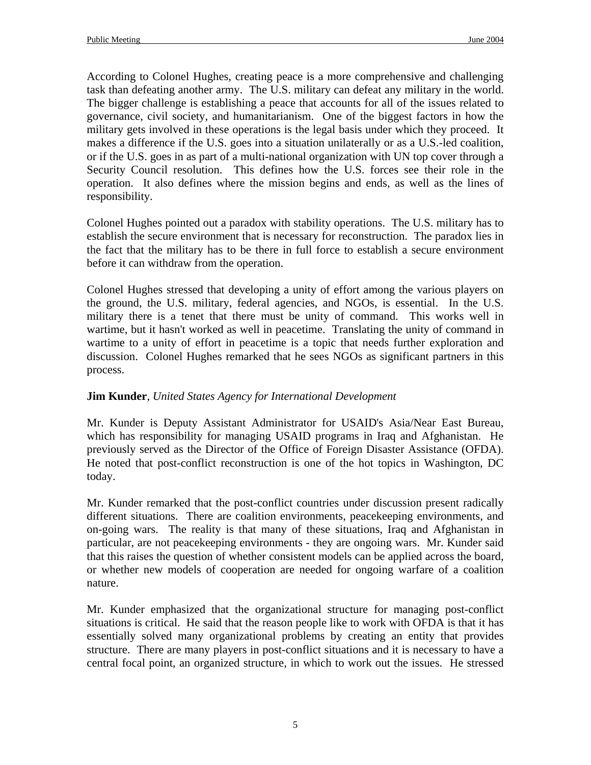According to Colonel Hughes, creating peace is a more comprehensive and challenging task than defeating another army. The U.S. military can defeat any military in the world. The bigger challenge is establishing a peace that accounts for all of the issues related to governance, civil society, and humanitarianism. One of the biggest factors in how the military gets involved in these operations is the legal basis under which they proceed. It makes a difference if the U.S. goes into a situation unilaterally or as a U.S.-led coalition, or if the U.S. goes in as part of a multi-national organization with UN top cover through a Security Council resolution. This defines how the U.S. forces see their role in the operation. It also defines where the mission begins and ends, as well as the lines of responsibility.

Colonel Hughes pointed out a paradox with stability operations. The U.S. military has to establish the secure environment that is necessary for reconstruction. The paradox lies in the fact that the military has to be there in full force to establish a secure environment before it can withdraw from the operation.

Colonel Hughes stressed that developing a unity of effort among the various players on the ground, the U.S. military, federal agencies, and NGOs, is essential. In the U.S. military there is a tenet that there must be unity of command. This works well in wartime, but it hasn't worked as well in peacetime. Translating the unity of command in wartime to a unity of effort in peacetime is a topic that needs further exploration and discussion. Colonel Hughes remarked that he sees NGOs as significant partners in this process.

**Jim Kunder**, *United States Agency for International Development*

Mr. Kunder is Deputy Assistant Administrator for USAID's Asia/Near East Bureau, which has responsibility for managing USAID programs in Iraq and Afghanistan. He previously served as the Director of the Office of Foreign Disaster Assistance (OFDA). He noted that post-conflict reconstruction is one of the hot topics in Washington, DC today.

Mr. Kunder remarked that the post-conflict countries under discussion present radically different situations. There are coalition environments, peacekeeping environments, and on-going wars. The reality is that many of these situations, Iraq and Afghanistan in particular, are not peacekeeping environments - they are ongoing wars. Mr. Kunder said that this raises the question of whether consistent models can be applied across the board, or whether new models of cooperation are needed for ongoing warfare of a coalition nature.

Mr. Kunder emphasized that the organizational structure for managing post-conflict situations is critical. He said that the reason people like to work with OFDA is that it has essentially solved many organizational problems by creating an entity that provides structure. There are many players in post-conflict situations and it is necessary to have a central focal point, an organized structure, in which to work out the issues. He stressed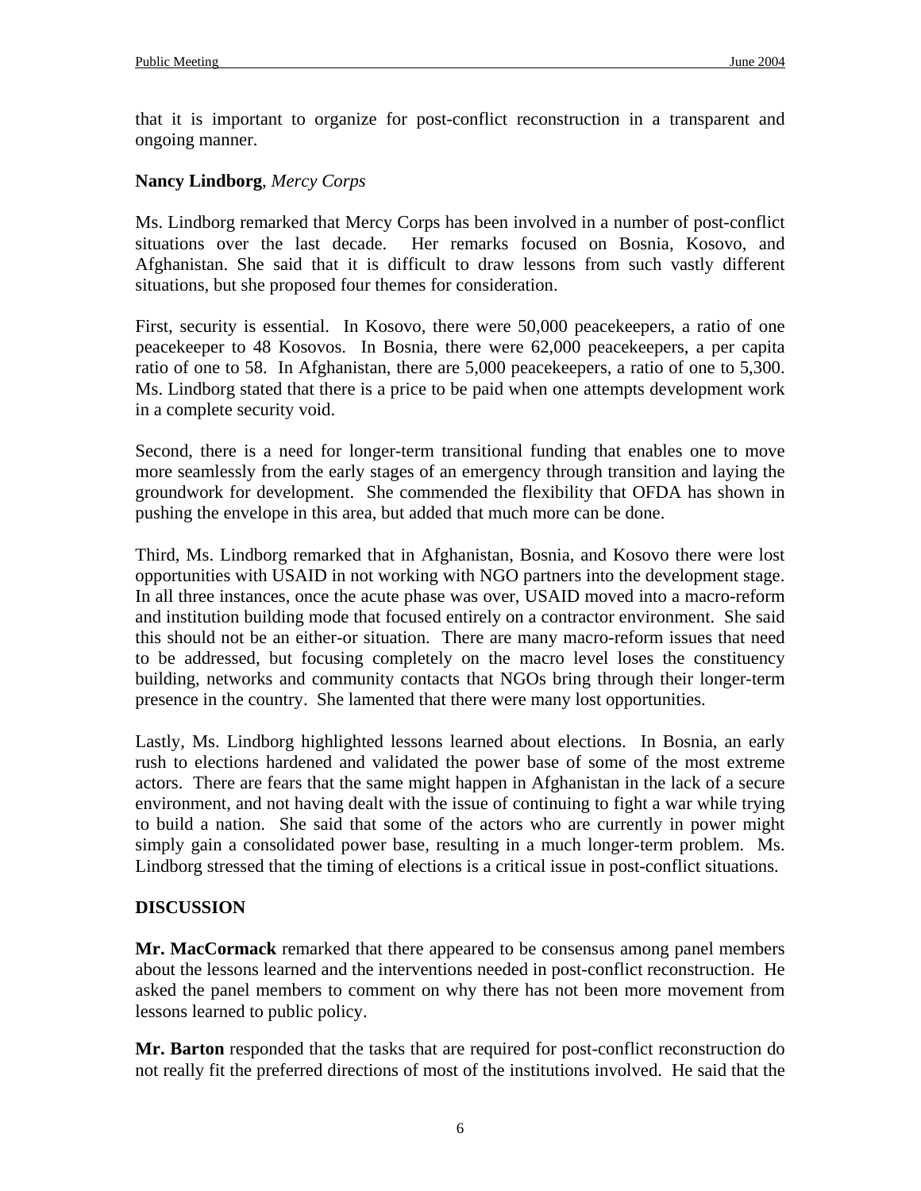that it is important to organize for post-conflict reconstruction in a transparent and ongoing manner.

**Nancy Lindborg**, *Mercy Corps*

Ms. Lindborg remarked that Mercy Corps has been involved in a number of post-conflict situations over the last decade. Her remarks focused on Bosnia, Kosovo, and Afghanistan. She said that it is difficult to draw lessons from such vastly different situations, but she proposed four themes for consideration.

First, security is essential. In Kosovo, there were 50,000 peacekeepers, a ratio of one peacekeeper to 48 Kosovos. In Bosnia, there were 62,000 peacekeepers, a per capita ratio of one to 58. In Afghanistan, there are 5,000 peacekeepers, a ratio of one to 5,300. Ms. Lindborg stated that there is a price to be paid when one attempts development work in a complete security void.

Second, there is a need for longer-term transitional funding that enables one to move more seamlessly from the early stages of an emergency through transition and laying the groundwork for development. She commended the flexibility that OFDA has shown in pushing the envelope in this area, but added that much more can be done.

Third, Ms. Lindborg remarked that in Afghanistan, Bosnia, and Kosovo there were lost opportunities with USAID in not working with NGO partners into the development stage. In all three instances, once the acute phase was over, USAID moved into a macro-reform and institution building mode that focused entirely on a contractor environment. She said this should not be an either-or situation. There are many macro-reform issues that need to be addressed, but focusing completely on the macro level loses the constituency building, networks and community contacts that NGOs bring through their longer-term presence in the country. She lamented that there were many lost opportunities.

Lastly, Ms. Lindborg highlighted lessons learned about elections. In Bosnia, an early rush to elections hardened and validated the power base of some of the most extreme actors. There are fears that the same might happen in Afghanistan in the lack of a secure environment, and not having dealt with the issue of continuing to fight a war while trying to build a nation. She said that some of the actors who are currently in power might simply gain a consolidated power base, resulting in a much longer-term problem. Ms. Lindborg stressed that the timing of elections is a critical issue in post-conflict situations.

## DISCUSSION

**Mr. MacCormack** remarked that there appeared to be consensus among panel members about the lessons learned and the interventions needed in post-conflict reconstruction. He asked the panel members to comment on why there has not been more movement from lessons learned to public policy.

**Mr. Barton** responded that the tasks that are required for post-conflict reconstruction do not really fit the preferred directions of most of the institutions involved. He said that the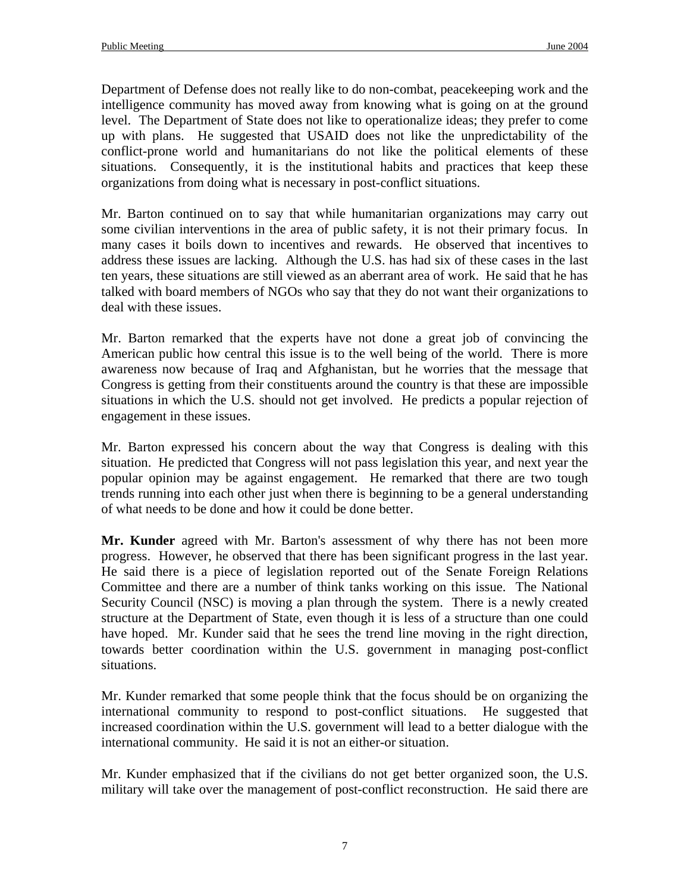Department of Defense does not really like to do non-combat, peacekeeping work and the intelligence community has moved away from knowing what is going on at the ground level. The Department of State does not like to operationalize ideas; they prefer to come up with plans. He suggested that USAID does not like the unpredictability of the conflict-prone world and humanitarians do not like the political elements of these situations. Consequently, it is the institutional habits and practices that keep these organizations from doing what is necessary in post-conflict situations.

Mr. Barton continued on to say that while humanitarian organizations may carry out some civilian interventions in the area of public safety, it is not their primary focus. In many cases it boils down to incentives and rewards. He observed that incentives to address these issues are lacking. Although the U.S. has had six of these cases in the last ten years, these situations are still viewed as an aberrant area of work. He said that he has talked with board members of NGOs who say that they do not want their organizations to deal with these issues.

Mr. Barton remarked that the experts have not done a great job of convincing the American public how central this issue is to the well being of the world. There is more awareness now because of Iraq and Afghanistan, but he worries that the message that Congress is getting from their constituents around the country is that these are impossible situations in which the U.S. should not get involved. He predicts a popular rejection of engagement in these issues.

Mr. Barton expressed his concern about the way that Congress is dealing with this situation. He predicted that Congress will not pass legislation this year, and next year the popular opinion may be against engagement. He remarked that there are two tough trends running into each other just when there is beginning to be a general understanding of what needs to be done and how it could be done better.

**Mr. Kunder** agreed with Mr. Barton's assessment of why there has not been more progress. However, he observed that there has been significant progress in the last year. He said there is a piece of legislation reported out of the Senate Foreign Relations Committee and there are a number of think tanks working on this issue. The National Security Council (NSC) is moving a plan through the system. There is a newly created structure at the Department of State, even though it is less of a structure than one could have hoped. Mr. Kunder said that he sees the trend line moving in the right direction, towards better coordination within the U.S. government in managing post-conflict situations.

Mr. Kunder remarked that some people think that the focus should be on organizing the international community to respond to post-conflict situations. He suggested that increased coordination within the U.S. government will lead to a better dialogue with the international community. He said it is not an either-or situation.

Mr. Kunder emphasized that if the civilians do not get better organized soon, the U.S. military will take over the management of post-conflict reconstruction. He said there are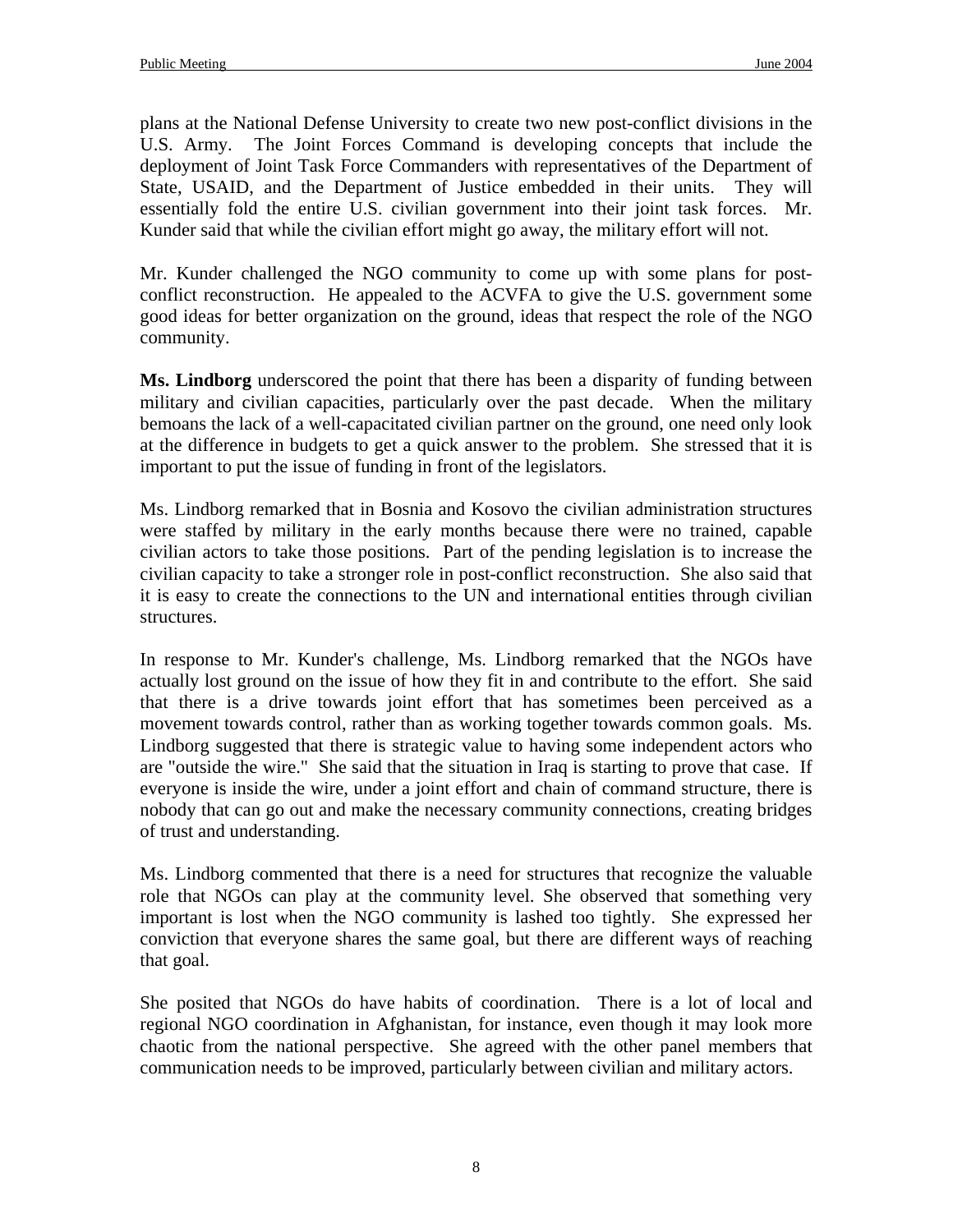plans at the National Defense University to create two new post-conflict divisions in the U.S. Army. The Joint Forces Command is developing concepts that include the deployment of Joint Task Force Commanders with representatives of the Department of State, USAID, and the Department of Justice embedded in their units. They will essentially fold the entire U.S. civilian government into their joint task forces. Mr. Kunder said that while the civilian effort might go away, the military effort will not.

Mr. Kunder challenged the NGO community to come up with some plans for post-conflict reconstruction. He appealed to the ACVFA to give the U.S. government some good ideas for better organization on the ground, ideas that respect the role of the NGO community.

**Ms. Lindborg** underscored the point that there has been a disparity of funding between military and civilian capacities, particularly over the past decade. When the military bemoans the lack of a well-capacitated civilian partner on the ground, one need only look at the difference in budgets to get a quick answer to the problem. She stressed that it is important to put the issue of funding in front of the legislators.

Ms. Lindborg remarked that in Bosnia and Kosovo the civilian administration structures were staffed by military in the early months because there were no trained, capable civilian actors to take those positions. Part of the pending legislation is to increase the civilian capacity to take a stronger role in post-conflict reconstruction. She also said that it is easy to create the connections to the UN and international entities through civilian structures.

In response to Mr. Kunder's challenge, Ms. Lindborg remarked that the NGOs have actually lost ground on the issue of how they fit in and contribute to the effort. She said that there is a drive towards joint effort that has sometimes been perceived as a movement towards control, rather than as working together towards common goals. Ms. Lindborg suggested that there is strategic value to having some independent actors who are "outside the wire." She said that the situation in Iraq is starting to prove that case. If everyone is inside the wire, under a joint effort and chain of command structure, there is nobody that can go out and make the necessary community connections, creating bridges of trust and understanding.

Ms. Lindborg commented that there is a need for structures that recognize the valuable role that NGOs can play at the community level. She observed that something very important is lost when the NGO community is lashed too tightly. She expressed her conviction that everyone shares the same goal, but there are different ways of reaching that goal.

She posited that NGOs do have habits of coordination. There is a lot of local and regional NGO coordination in Afghanistan, for instance, even though it may look more chaotic from the national perspective. She agreed with the other panel members that communication needs to be improved, particularly between civilian and military actors.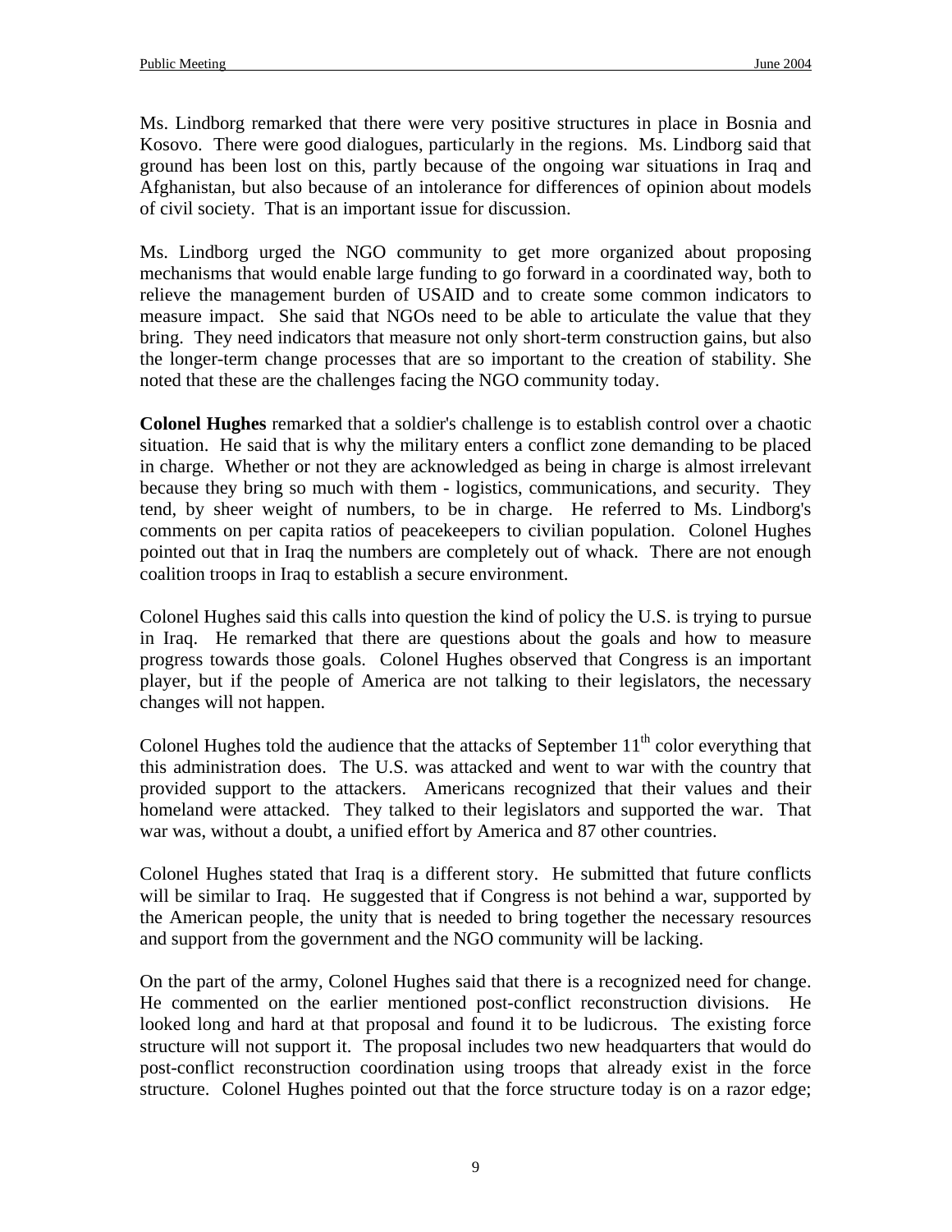Ms. Lindborg remarked that there were very positive structures in place in Bosnia and Kosovo. There were good dialogues, particularly in the regions. Ms. Lindborg said that ground has been lost on this, partly because of the ongoing war situations in Iraq and Afghanistan, but also because of an intolerance for differences of opinion about models of civil society. That is an important issue for discussion.

Ms. Lindborg urged the NGO community to get more organized about proposing mechanisms that would enable large funding to go forward in a coordinated way, both to relieve the management burden of USAID and to create some common indicators to measure impact. She said that NGOs need to be able to articulate the value that they bring. They need indicators that measure not only short-term construction gains, but also the longer-term change processes that are so important to the creation of stability. She noted that these are the challenges facing the NGO community today.

**Colonel Hughes** remarked that a soldier's challenge is to establish control over a chaotic situation. He said that is why the military enters a conflict zone demanding to be placed in charge. Whether or not they are acknowledged as being in charge is almost irrelevant because they bring so much with them - logistics, communications, and security. They tend, by sheer weight of numbers, to be in charge. He referred to Ms. Lindborg's comments on per capita ratios of peacekeepers to civilian population. Colonel Hughes pointed out that in Iraq the numbers are completely out of whack. There are not enough coalition troops in Iraq to establish a secure environment.

Colonel Hughes said this calls into question the kind of policy the U.S. is trying to pursue in Iraq. He remarked that there are questions about the goals and how to measure progress towards those goals. Colonel Hughes observed that Congress is an important player, but if the people of America are not talking to their legislators, the necessary changes will not happen.

Colonel Hughes told the audience that the attacks of September 11th color everything that this administration does. The U.S. was attacked and went to war with the country that provided support to the attackers. Americans recognized that their values and their homeland were attacked. They talked to their legislators and supported the war. That war was, without a doubt, a unified effort by America and 87 other countries.

Colonel Hughes stated that Iraq is a different story. He submitted that future conflicts will be similar to Iraq. He suggested that if Congress is not behind a war, supported by the American people, the unity that is needed to bring together the necessary resources and support from the government and the NGO community will be lacking.

On the part of the army, Colonel Hughes said that there is a recognized need for change. He commented on the earlier mentioned post-conflict reconstruction divisions. He looked long and hard at that proposal and found it to be ludicrous. The existing force structure will not support it. The proposal includes two new headquarters that would do post-conflict reconstruction coordination using troops that already exist in the force structure. Colonel Hughes pointed out that the force structure today is on a razor edge;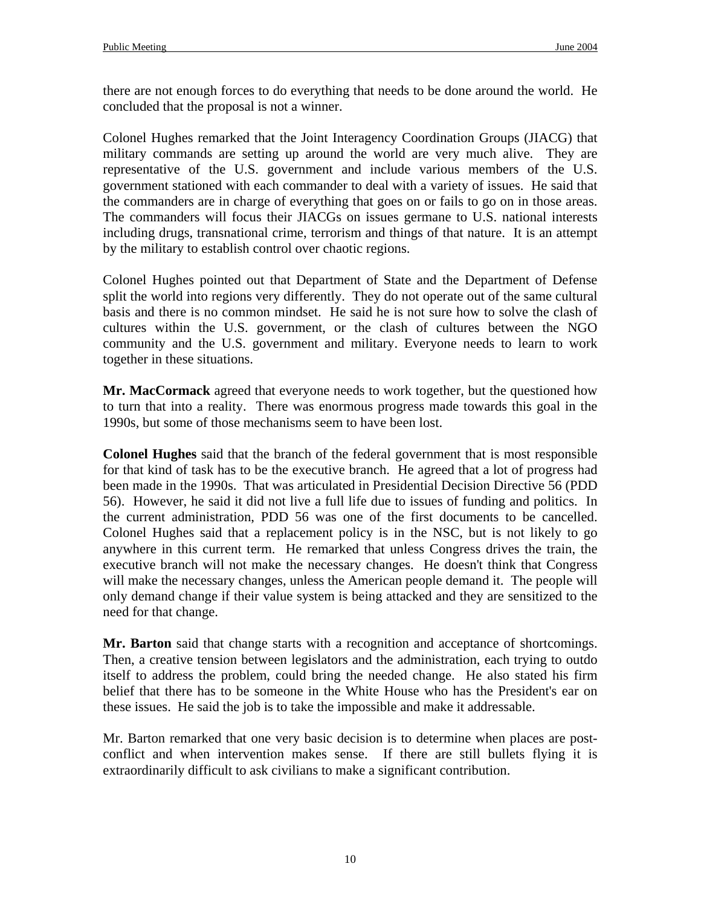there are not enough forces to do everything that needs to be done around the world. He concluded that the proposal is not a winner.

Colonel Hughes remarked that the Joint Interagency Coordination Groups (JIACG) that military commands are setting up around the world are very much alive. They are representative of the U.S. government and include various members of the U.S. government stationed with each commander to deal with a variety of issues. He said that the commanders are in charge of everything that goes on or fails to go on in those areas. The commanders will focus their JIACGs on issues germane to U.S. national interests including drugs, transnational crime, terrorism and things of that nature. It is an attempt by the military to establish control over chaotic regions.

Colonel Hughes pointed out that Department of State and the Department of Defense split the world into regions very differently. They do not operate out of the same cultural basis and there is no common mindset. He said he is not sure how to solve the clash of cultures within the U.S. government, or the clash of cultures between the NGO community and the U.S. government and military. Everyone needs to learn to work together in these situations.

**Mr. MacCormack** agreed that everyone needs to work together, but the questioned how to turn that into a reality. There was enormous progress made towards this goal in the 1990s, but some of those mechanisms seem to have been lost.

**Colonel Hughes** said that the branch of the federal government that is most responsible for that kind of task has to be the executive branch. He agreed that a lot of progress had been made in the 1990s. That was articulated in Presidential Decision Directive 56 (PDD 56). However, he said it did not live a full life due to issues of funding and politics. In the current administration, PDD 56 was one of the first documents to be cancelled. Colonel Hughes said that a replacement policy is in the NSC, but is not likely to go anywhere in this current term. He remarked that unless Congress drives the train, the executive branch will not make the necessary changes. He doesn't think that Congress will make the necessary changes, unless the American people demand it. The people will only demand change if their value system is being attacked and they are sensitized to the need for that change.

**Mr. Barton** said that change starts with a recognition and acceptance of shortcomings. Then, a creative tension between legislators and the administration, each trying to outdo itself to address the problem, could bring the needed change. He also stated his firm belief that there has to be someone in the White House who has the President's ear on these issues. He said the job is to take the impossible and make it addressable.

Mr. Barton remarked that one very basic decision is to determine when places are post-conflict and when intervention makes sense. If there are still bullets flying it is extraordinarily difficult to ask civilians to make a significant contribution.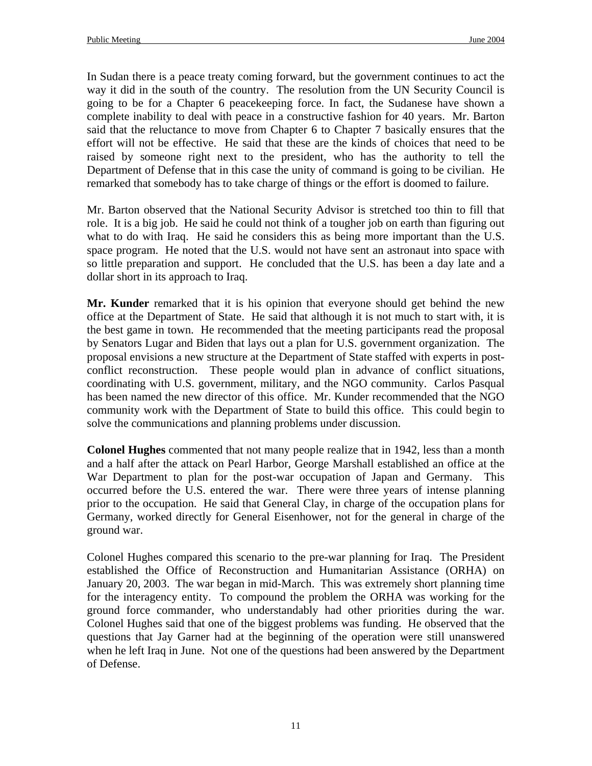In Sudan there is a peace treaty coming forward, but the government continues to act the way it did in the south of the country. The resolution from the UN Security Council is going to be for a Chapter 6 peacekeeping force. In fact, the Sudanese have shown a complete inability to deal with peace in a constructive fashion for 40 years. Mr. Barton said that the reluctance to move from Chapter 6 to Chapter 7 basically ensures that the effort will not be effective. He said that these are the kinds of choices that need to be raised by someone right next to the president, who has the authority to tell the Department of Defense that in this case the unity of command is going to be civilian. He remarked that somebody has to take charge of things or the effort is doomed to failure.

Mr. Barton observed that the National Security Advisor is stretched too thin to fill that role. It is a big job. He said he could not think of a tougher job on earth than figuring out what to do with Iraq. He said he considers this as being more important than the U.S. space program. He noted that the U.S. would not have sent an astronaut into space with so little preparation and support. He concluded that the U.S. has been a day late and a dollar short in its approach to Iraq.

**Mr. Kunder** remarked that it is his opinion that everyone should get behind the new office at the Department of State. He said that although it is not much to start with, it is the best game in town. He recommended that the meeting participants read the proposal by Senators Lugar and Biden that lays out a plan for U.S. government organization. The proposal envisions a new structure at the Department of State staffed with experts in post-conflict reconstruction. These people would plan in advance of conflict situations, coordinating with U.S. government, military, and the NGO community. Carlos Pasqual has been named the new director of this office. Mr. Kunder recommended that the NGO community work with the Department of State to build this office. This could begin to solve the communications and planning problems under discussion.

**Colonel Hughes** commented that not many people realize that in 1942, less than a month and a half after the attack on Pearl Harbor, George Marshall established an office at the War Department to plan for the post-war occupation of Japan and Germany. This occurred before the U.S. entered the war. There were three years of intense planning prior to the occupation. He said that General Clay, in charge of the occupation plans for Germany, worked directly for General Eisenhower, not for the general in charge of the ground war.

Colonel Hughes compared this scenario to the pre-war planning for Iraq. The President established the Office of Reconstruction and Humanitarian Assistance (ORHA) on January 20, 2003. The war began in mid-March. This was extremely short planning time for the interagency entity. To compound the problem the ORHA was working for the ground force commander, who understandably had other priorities during the war. Colonel Hughes said that one of the biggest problems was funding. He observed that the questions that Jay Garner had at the beginning of the operation were still unanswered when he left Iraq in June. Not one of the questions had been answered by the Department of Defense.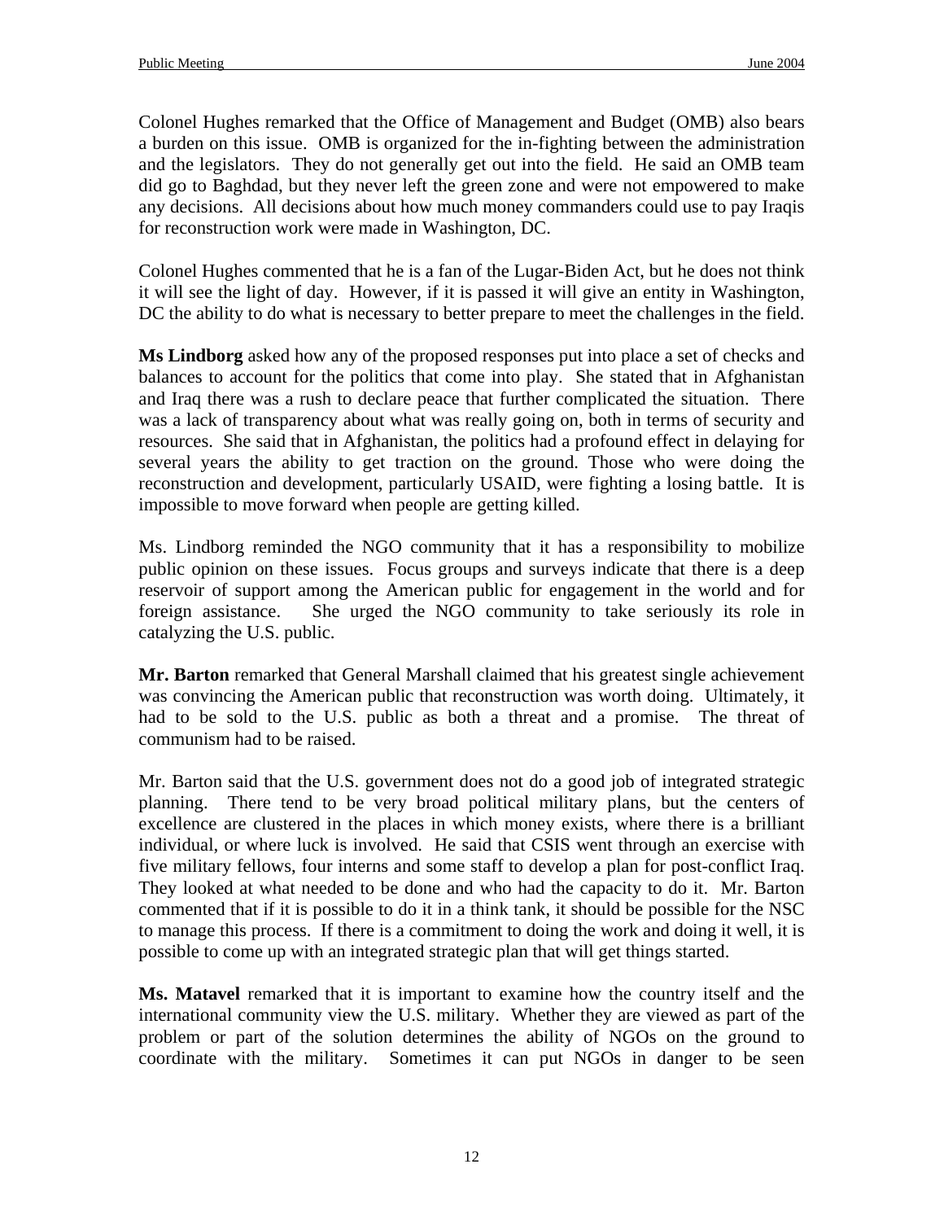Colonel Hughes remarked that the Office of Management and Budget (OMB) also bears a burden on this issue. OMB is organized for the in-fighting between the administration and the legislators. They do not generally get out into the field. He said an OMB team did go to Baghdad, but they never left the green zone and were not empowered to make any decisions. All decisions about how much money commanders could use to pay Iraqis for reconstruction work were made in Washington, DC.

Colonel Hughes commented that he is a fan of the Lugar-Biden Act, but he does not think it will see the light of day. However, if it is passed it will give an entity in Washington, DC the ability to do what is necessary to better prepare to meet the challenges in the field.

**Ms Lindborg** asked how any of the proposed responses put into place a set of checks and balances to account for the politics that come into play. She stated that in Afghanistan and Iraq there was a rush to declare peace that further complicated the situation. There was a lack of transparency about what was really going on, both in terms of security and resources. She said that in Afghanistan, the politics had a profound effect in delaying for several years the ability to get traction on the ground. Those who were doing the reconstruction and development, particularly USAID, were fighting a losing battle. It is impossible to move forward when people are getting killed.

Ms. Lindborg reminded the NGO community that it has a responsibility to mobilize public opinion on these issues. Focus groups and surveys indicate that there is a deep reservoir of support among the American public for engagement in the world and for foreign assistance. She urged the NGO community to take seriously its role in catalyzing the U.S. public.

**Mr. Barton** remarked that General Marshall claimed that his greatest single achievement was convincing the American public that reconstruction was worth doing. Ultimately, it had to be sold to the U.S. public as both a threat and a promise. The threat of communism had to be raised.

Mr. Barton said that the U.S. government does not do a good job of integrated strategic planning. There tend to be very broad political military plans, but the centers of excellence are clustered in the places in which money exists, where there is a brilliant individual, or where luck is involved. He said that CSIS went through an exercise with five military fellows, four interns and some staff to develop a plan for post-conflict Iraq. They looked at what needed to be done and who had the capacity to do it. Mr. Barton commented that if it is possible to do it in a think tank, it should be possible for the NSC to manage this process. If there is a commitment to doing the work and doing it well, it is possible to come up with an integrated strategic plan that will get things started.

**Ms. Matavel** remarked that it is important to examine how the country itself and the international community view the U.S. military. Whether they are viewed as part of the problem or part of the solution determines the ability of NGOs on the ground to coordinate with the military. Sometimes it can put NGOs in danger to be seen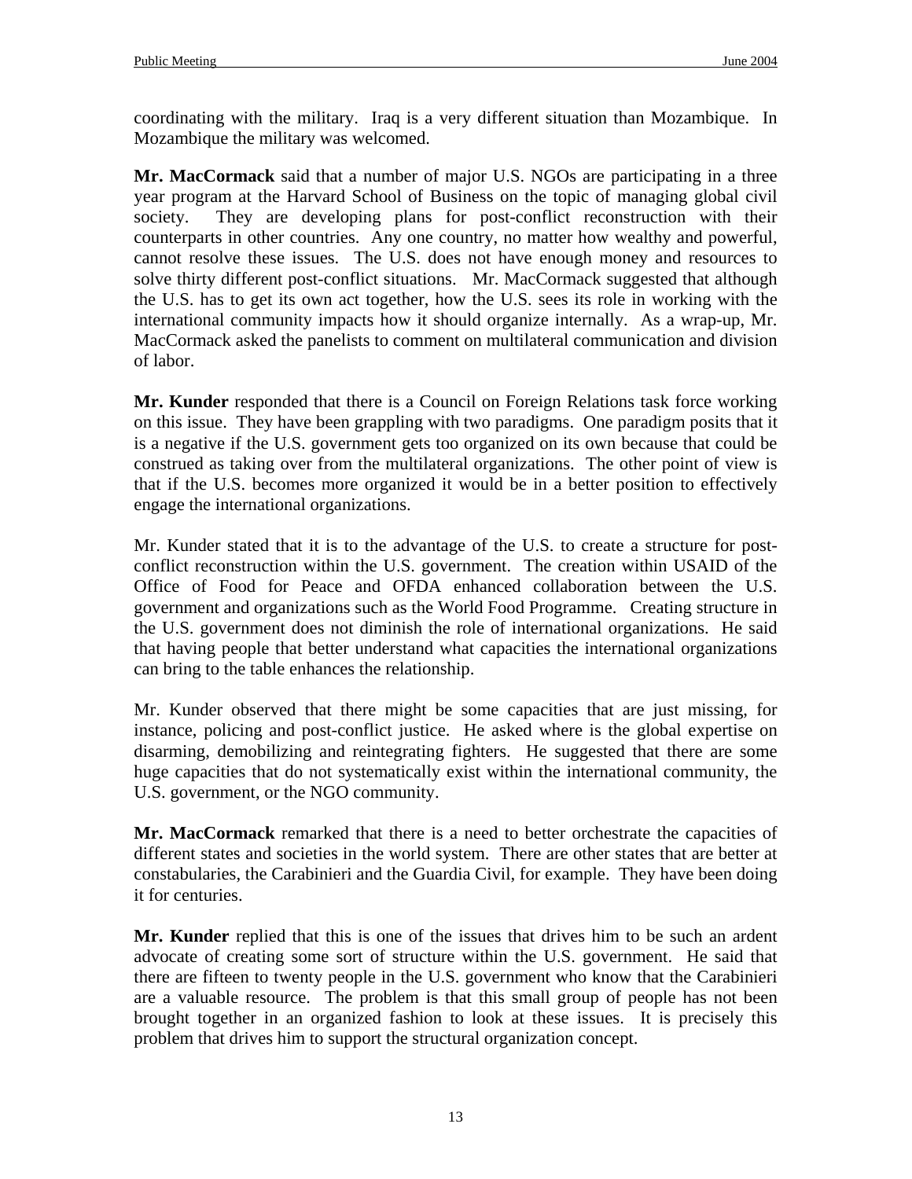coordinating with the military. Iraq is a very different situation than Mozambique. In Mozambique the military was welcomed.

**Mr. MacCormack** said that a number of major U.S. NGOs are participating in a three year program at the Harvard School of Business on the topic of managing global civil society. They are developing plans for post-conflict reconstruction with their counterparts in other countries. Any one country, no matter how wealthy and powerful, cannot resolve these issues. The U.S. does not have enough money and resources to solve thirty different post-conflict situations. Mr. MacCormack suggested that although the U.S. has to get its own act together, how the U.S. sees its role in working with the international community impacts how it should organize internally. As a wrap-up, Mr. MacCormack asked the panelists to comment on multilateral communication and division of labor.

**Mr. Kunder** responded that there is a Council on Foreign Relations task force working on this issue. They have been grappling with two paradigms. One paradigm posits that it is a negative if the U.S. government gets too organized on its own because that could be construed as taking over from the multilateral organizations. The other point of view is that if the U.S. becomes more organized it would be in a better position to effectively engage the international organizations.

Mr. Kunder stated that it is to the advantage of the U.S. to create a structure for post-conflict reconstruction within the U.S. government. The creation within USAID of the Office of Food for Peace and OFDA enhanced collaboration between the U.S. government and organizations such as the World Food Programme. Creating structure in the U.S. government does not diminish the role of international organizations. He said that having people that better understand what capacities the international organizations can bring to the table enhances the relationship.

Mr. Kunder observed that there might be some capacities that are just missing, for instance, policing and post-conflict justice. He asked where is the global expertise on disarming, demobilizing and reintegrating fighters. He suggested that there are some huge capacities that do not systematically exist within the international community, the U.S. government, or the NGO community.

**Mr. MacCormack** remarked that there is a need to better orchestrate the capacities of different states and societies in the world system. There are other states that are better at constabularies, the Carabinieri and the Guardia Civil, for example. They have been doing it for centuries.

**Mr. Kunder** replied that this is one of the issues that drives him to be such an ardent advocate of creating some sort of structure within the U.S. government. He said that there are fifteen to twenty people in the U.S. government who know that the Carabinieri are a valuable resource. The problem is that this small group of people has not been brought together in an organized fashion to look at these issues. It is precisely this problem that drives him to support the structural organization concept.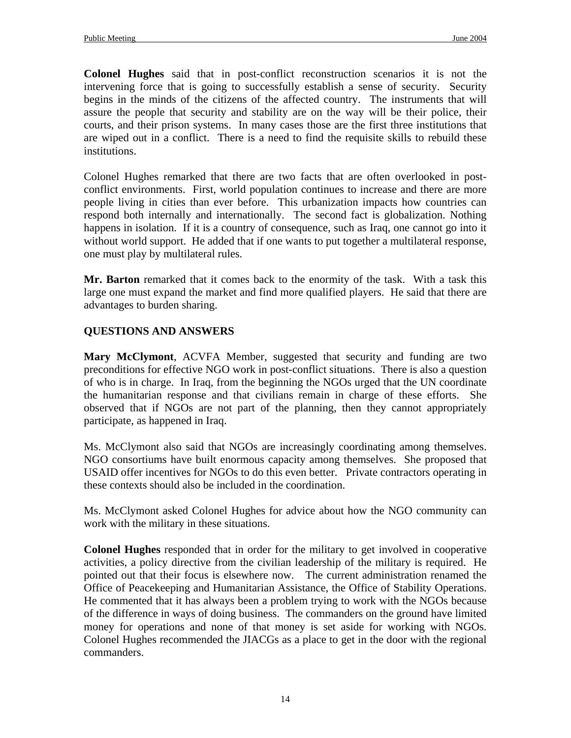**Colonel Hughes** said that in post-conflict reconstruction scenarios it is not the intervening force that is going to successfully establish a sense of security. Security begins in the minds of the citizens of the affected country. The instruments that will assure the people that security and stability are on the way will be their police, their courts, and their prison systems. In many cases those are the first three institutions that are wiped out in a conflict. There is a need to find the requisite skills to rebuild these institutions.

Colonel Hughes remarked that there are two facts that are often overlooked in post-conflict environments. First, world population continues to increase and there are more people living in cities than ever before. This urbanization impacts how countries can respond both internally and internationally. The second fact is globalization. Nothing happens in isolation. If it is a country of consequence, such as Iraq, one cannot go into it without world support. He added that if one wants to put together a multilateral response, one must play by multilateral rules.

**Mr. Barton** remarked that it comes back to the enormity of the task. With a task this large one must expand the market and find more qualified players. He said that there are advantages to burden sharing.

## QUESTIONS AND ANSWERS

**Mary McClymont**, ACVFA Member, suggested that security and funding are two preconditions for effective NGO work in post-conflict situations. There is also a question of who is in charge. In Iraq, from the beginning the NGOs urged that the UN coordinate the humanitarian response and that civilians remain in charge of these efforts. She observed that if NGOs are not part of the planning, then they cannot appropriately participate, as happened in Iraq.

Ms. McClymont also said that NGOs are increasingly coordinating among themselves. NGO consortiums have built enormous capacity among themselves. She proposed that USAID offer incentives for NGOs to do this even better. Private contractors operating in these contexts should also be included in the coordination.

Ms. McClymont asked Colonel Hughes for advice about how the NGO community can work with the military in these situations.

**Colonel Hughes** responded that in order for the military to get involved in cooperative activities, a policy directive from the civilian leadership of the military is required. He pointed out that their focus is elsewhere now. The current administration renamed the Office of Peacekeeping and Humanitarian Assistance, the Office of Stability Operations. He commented that it has always been a problem trying to work with the NGOs because of the difference in ways of doing business. The commanders on the ground have limited money for operations and none of that money is set aside for working with NGOs. Colonel Hughes recommended the JIACGs as a place to get in the door with the regional commanders.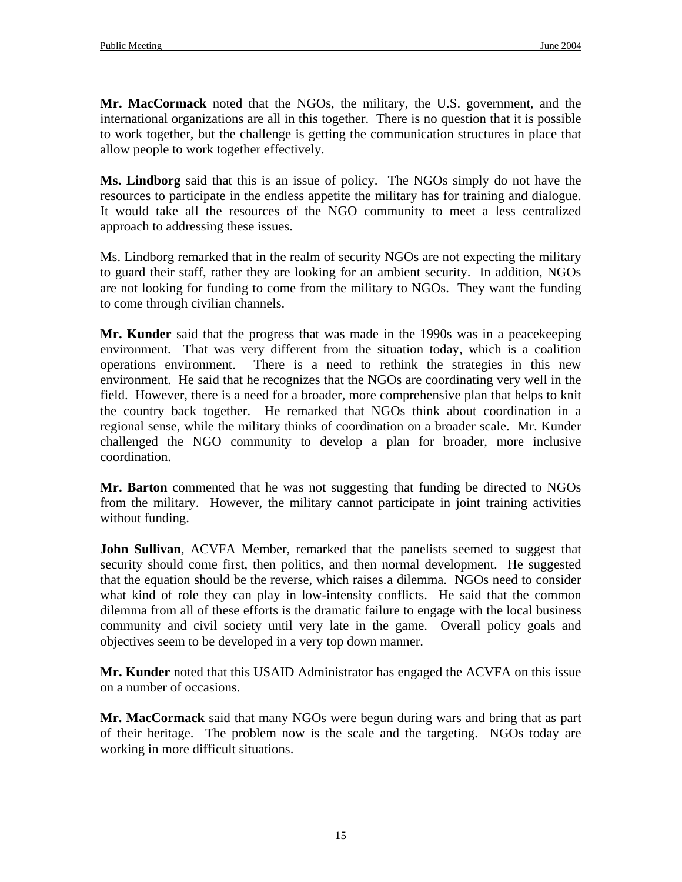**Mr. MacCormack** noted that the NGOs, the military, the U.S. government, and the international organizations are all in this together. There is no question that it is possible to work together, but the challenge is getting the communication structures in place that allow people to work together effectively.

**Ms. Lindborg** said that this is an issue of policy. The NGOs simply do not have the resources to participate in the endless appetite the military has for training and dialogue. It would take all the resources of the NGO community to meet a less centralized approach to addressing these issues.

Ms. Lindborg remarked that in the realm of security NGOs are not expecting the military to guard their staff, rather they are looking for an ambient security. In addition, NGOs are not looking for funding to come from the military to NGOs. They want the funding to come through civilian channels.

**Mr. Kunder** said that the progress that was made in the 1990s was in a peacekeeping environment. That was very different from the situation today, which is a coalition operations environment. There is a need to rethink the strategies in this new environment. He said that he recognizes that the NGOs are coordinating very well in the field. However, there is a need for a broader, more comprehensive plan that helps to knit the country back together. He remarked that NGOs think about coordination in a regional sense, while the military thinks of coordination on a broader scale. Mr. Kunder challenged the NGO community to develop a plan for broader, more inclusive coordination.

**Mr. Barton** commented that he was not suggesting that funding be directed to NGOs from the military. However, the military cannot participate in joint training activities without funding.

**John Sullivan**, ACVFA Member, remarked that the panelists seemed to suggest that security should come first, then politics, and then normal development. He suggested that the equation should be the reverse, which raises a dilemma. NGOs need to consider what kind of role they can play in low-intensity conflicts. He said that the common dilemma from all of these efforts is the dramatic failure to engage with the local business community and civil society until very late in the game. Overall policy goals and objectives seem to be developed in a very top down manner.

**Mr. Kunder** noted that this USAID Administrator has engaged the ACVFA on this issue on a number of occasions.

**Mr. MacCormack** said that many NGOs were begun during wars and bring that as part of their heritage. The problem now is the scale and the targeting. NGOs today are working in more difficult situations.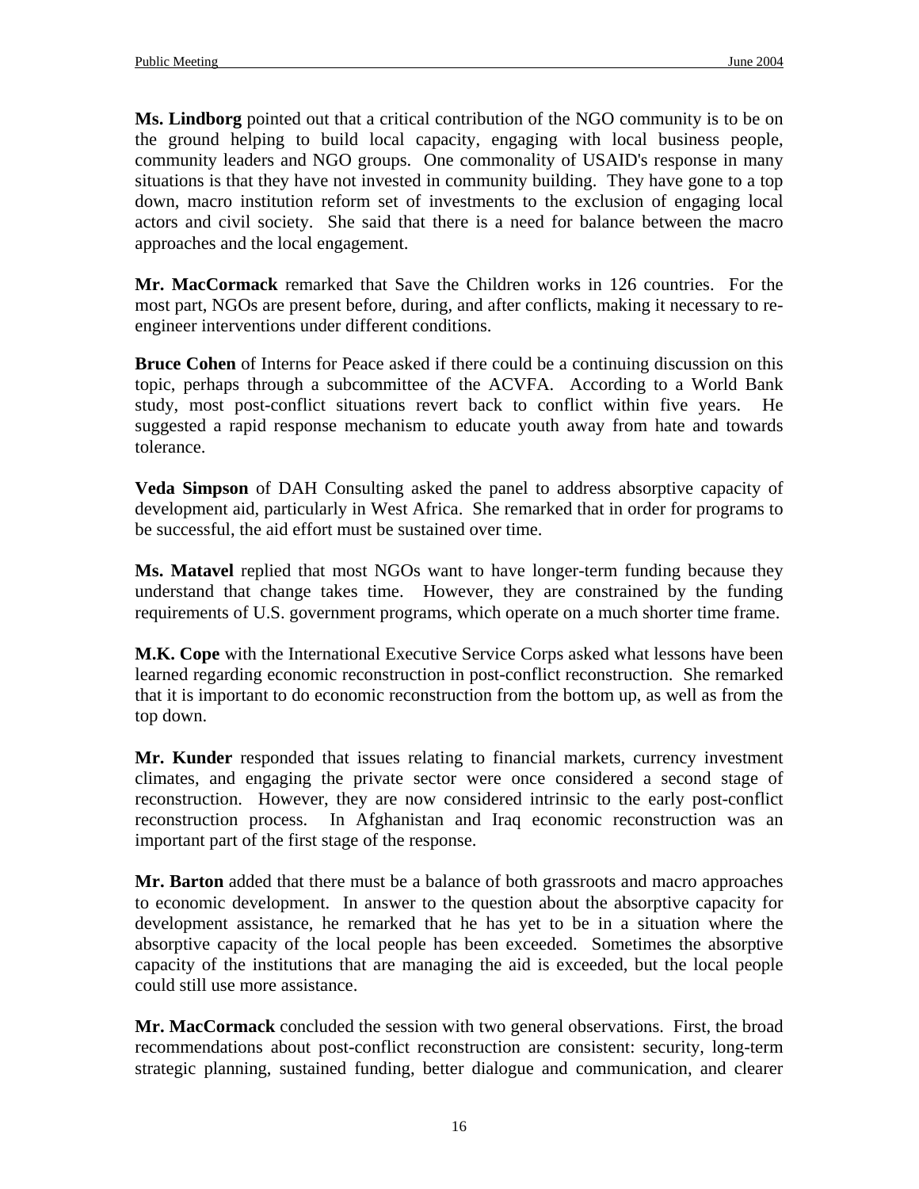**Ms. Lindborg** pointed out that a critical contribution of the NGO community is to be on the ground helping to build local capacity, engaging with local business people, community leaders and NGO groups. One commonality of USAID's response in many situations is that they have not invested in community building. They have gone to a top down, macro institution reform set of investments to the exclusion of engaging local actors and civil society. She said that there is a need for balance between the macro approaches and the local engagement.

**Mr. MacCormack** remarked that Save the Children works in 126 countries. For the most part, NGOs are present before, during, and after conflicts, making it necessary to re-engineer interventions under different conditions.

**Bruce Cohen** of Interns for Peace asked if there could be a continuing discussion on this topic, perhaps through a subcommittee of the ACVFA. According to a World Bank study, most post-conflict situations revert back to conflict within five years. He suggested a rapid response mechanism to educate youth away from hate and towards tolerance.

**Veda Simpson** of DAH Consulting asked the panel to address absorptive capacity of development aid, particularly in West Africa. She remarked that in order for programs to be successful, the aid effort must be sustained over time.

**Ms. Matavel** replied that most NGOs want to have longer-term funding because they understand that change takes time. However, they are constrained by the funding requirements of U.S. government programs, which operate on a much shorter time frame.

**M.K. Cope** with the International Executive Service Corps asked what lessons have been learned regarding economic reconstruction in post-conflict reconstruction. She remarked that it is important to do economic reconstruction from the bottom up, as well as from the top down.

**Mr. Kunder** responded that issues relating to financial markets, currency investment climates, and engaging the private sector were once considered a second stage of reconstruction. However, they are now considered intrinsic to the early post-conflict reconstruction process. In Afghanistan and Iraq economic reconstruction was an important part of the first stage of the response.

**Mr. Barton** added that there must be a balance of both grassroots and macro approaches to economic development. In answer to the question about the absorptive capacity for development assistance, he remarked that he has yet to be in a situation where the absorptive capacity of the local people has been exceeded. Sometimes the absorptive capacity of the institutions that are managing the aid is exceeded, but the local people could still use more assistance.

**Mr. MacCormack** concluded the session with two general observations. First, the broad recommendations about post-conflict reconstruction are consistent: security, long-term strategic planning, sustained funding, better dialogue and communication, and clearer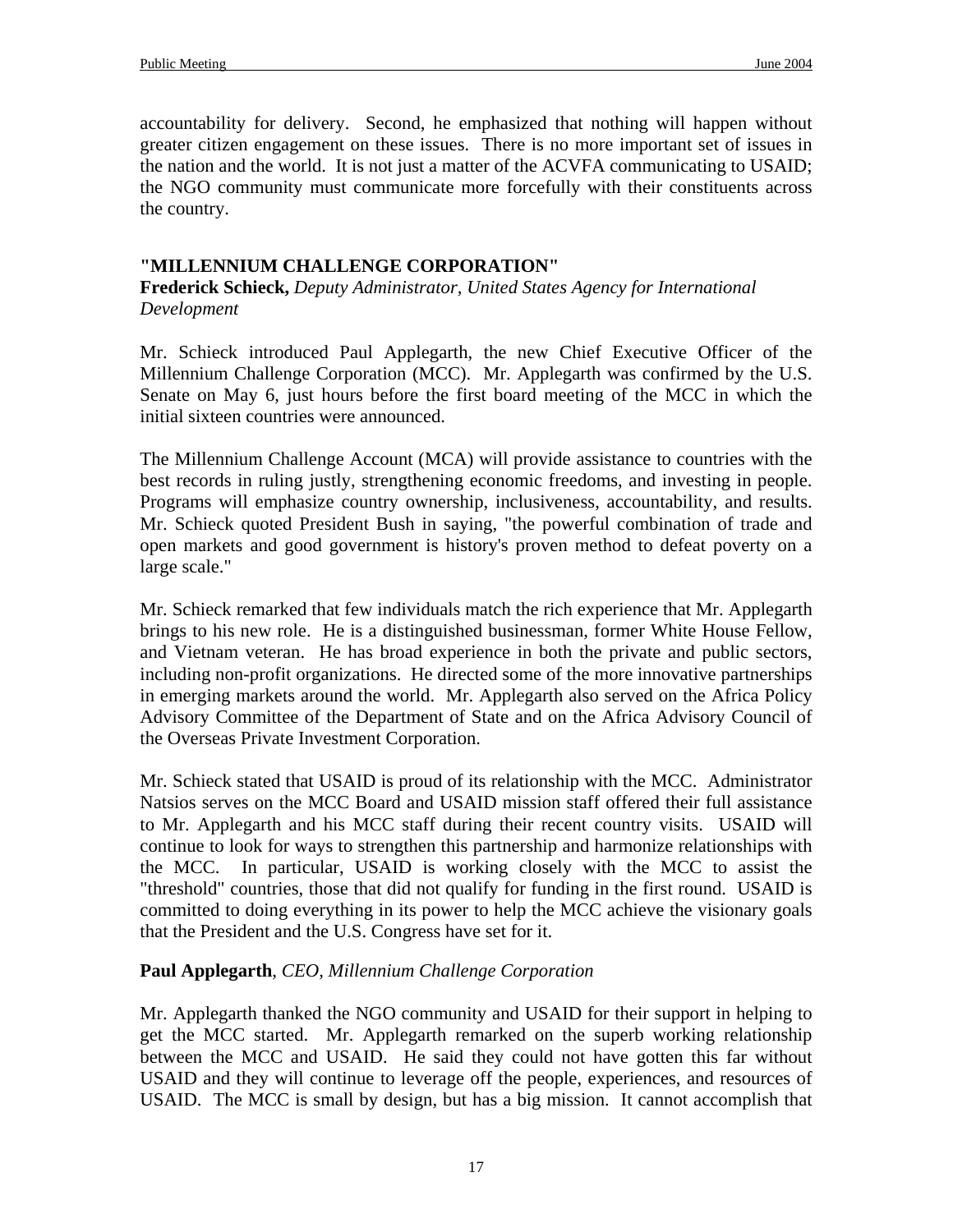accountability for delivery. Second, he emphasized that nothing will happen without greater citizen engagement on these issues. There is no more important set of issues in the nation and the world. It is not just a matter of the ACVFA communicating to USAID; the NGO community must communicate more forcefully with their constituents across the country.

## "MILLENNIUM CHALLENGE CORPORATION"

**Frederick Schieck,** *Deputy Administrator, United States Agency for International Development*

Mr. Schieck introduced Paul Applegarth, the new Chief Executive Officer of the Millennium Challenge Corporation (MCC). Mr. Applegarth was confirmed by the U.S. Senate on May 6, just hours before the first board meeting of the MCC in which the initial sixteen countries were announced.

The Millennium Challenge Account (MCA) will provide assistance to countries with the best records in ruling justly, strengthening economic freedoms, and investing in people. Programs will emphasize country ownership, inclusiveness, accountability, and results. Mr. Schieck quoted President Bush in saying, "the powerful combination of trade and open markets and good government is history's proven method to defeat poverty on a large scale."

Mr. Schieck remarked that few individuals match the rich experience that Mr. Applegarth brings to his new role. He is a distinguished businessman, former White House Fellow, and Vietnam veteran. He has broad experience in both the private and public sectors, including non-profit organizations. He directed some of the more innovative partnerships in emerging markets around the world. Mr. Applegarth also served on the Africa Policy Advisory Committee of the Department of State and on the Africa Advisory Council of the Overseas Private Investment Corporation.

Mr. Schieck stated that USAID is proud of its relationship with the MCC. Administrator Natsios serves on the MCC Board and USAID mission staff offered their full assistance to Mr. Applegarth and his MCC staff during their recent country visits. USAID will continue to look for ways to strengthen this partnership and harmonize relationships with the MCC. In particular, USAID is working closely with the MCC to assist the "threshold" countries, those that did not qualify for funding in the first round. USAID is committed to doing everything in its power to help the MCC achieve the visionary goals that the President and the U.S. Congress have set for it.

**Paul Applegarth**, *CEO, Millennium Challenge Corporation*

Mr. Applegarth thanked the NGO community and USAID for their support in helping to get the MCC started. Mr. Applegarth remarked on the superb working relationship between the MCC and USAID. He said they could not have gotten this far without USAID and they will continue to leverage off the people, experiences, and resources of USAID. The MCC is small by design, but has a big mission. It cannot accomplish that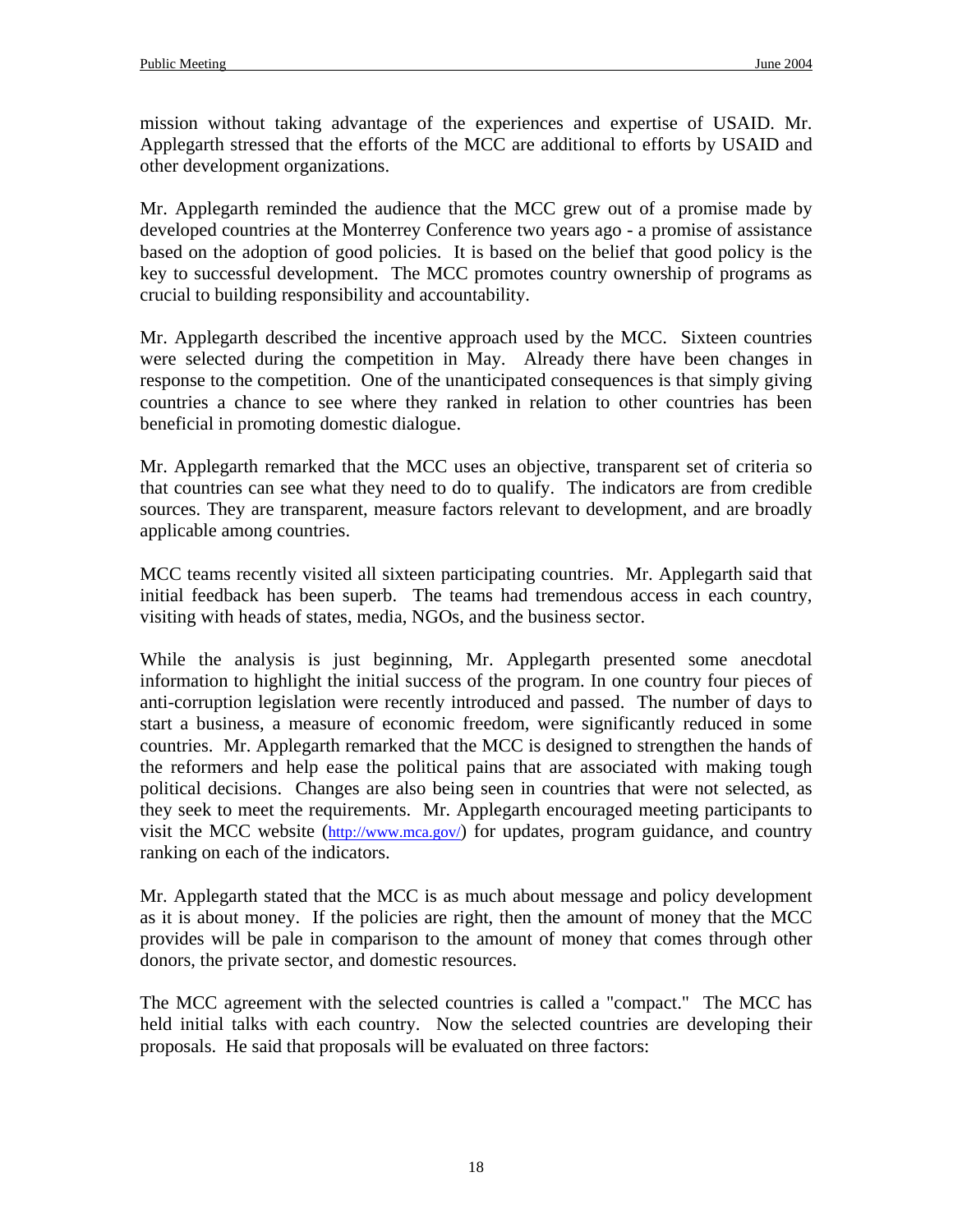mission without taking advantage of the experiences and expertise of USAID. Mr. Applegarth stressed that the efforts of the MCC are additional to efforts by USAID and other development organizations.

Mr. Applegarth reminded the audience that the MCC grew out of a promise made by developed countries at the Monterrey Conference two years ago - a promise of assistance based on the adoption of good policies. It is based on the belief that good policy is the key to successful development. The MCC promotes country ownership of programs as crucial to building responsibility and accountability.

Mr. Applegarth described the incentive approach used by the MCC. Sixteen countries were selected during the competition in May. Already there have been changes in response to the competition. One of the unanticipated consequences is that simply giving countries a chance to see where they ranked in relation to other countries has been beneficial in promoting domestic dialogue.

Mr. Applegarth remarked that the MCC uses an objective, transparent set of criteria so that countries can see what they need to do to qualify. The indicators are from credible sources. They are transparent, measure factors relevant to development, and are broadly applicable among countries.

MCC teams recently visited all sixteen participating countries. Mr. Applegarth said that initial feedback has been superb. The teams had tremendous access in each country, visiting with heads of states, media, NGOs, and the business sector.

While the analysis is just beginning, Mr. Applegarth presented some anecdotal information to highlight the initial success of the program. In one country four pieces of anti-corruption legislation were recently introduced and passed. The number of days to start a business, a measure of economic freedom, were significantly reduced in some countries. Mr. Applegarth remarked that the MCC is designed to strengthen the hands of the reformers and help ease the political pains that are associated with making tough political decisions. Changes are also being seen in countries that were not selected, as they seek to meet the requirements. Mr. Applegarth encouraged meeting participants to visit the MCC website (http://www.mca.gov/) for updates, program guidance, and country ranking on each of the indicators.

Mr. Applegarth stated that the MCC is as much about message and policy development as it is about money. If the policies are right, then the amount of money that the MCC provides will be pale in comparison to the amount of money that comes through other donors, the private sector, and domestic resources.

The MCC agreement with the selected countries is called a "compact." The MCC has held initial talks with each country. Now the selected countries are developing their proposals. He said that proposals will be evaluated on three factors: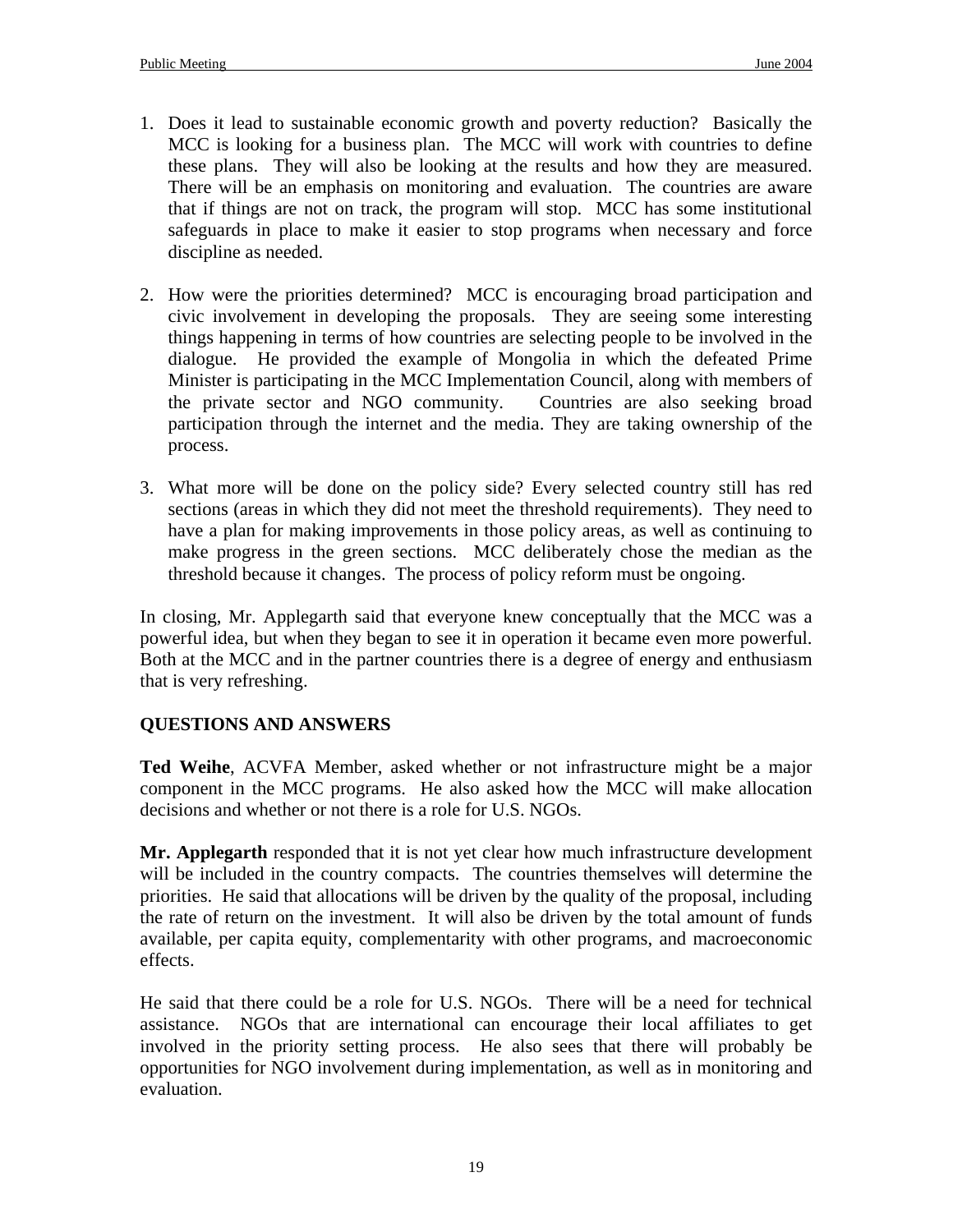1. Does it lead to sustainable economic growth and poverty reduction? Basically the MCC is looking for a business plan. The MCC will work with countries to define these plans. They will also be looking at the results and how they are measured. There will be an emphasis on monitoring and evaluation. The countries are aware that if things are not on track, the program will stop. MCC has some institutional safeguards in place to make it easier to stop programs when necessary and force discipline as needed.

2. How were the priorities determined? MCC is encouraging broad participation and civic involvement in developing the proposals. They are seeing some interesting things happening in terms of how countries are selecting people to be involved in the dialogue. He provided the example of Mongolia in which the defeated Prime Minister is participating in the MCC Implementation Council, along with members of the private sector and NGO community. Countries are also seeking broad participation through the internet and the media. They are taking ownership of the process.

3. What more will be done on the policy side? Every selected country still has red sections (areas in which they did not meet the threshold requirements). They need to have a plan for making improvements in those policy areas, as well as continuing to make progress in the green sections. MCC deliberately chose the median as the threshold because it changes. The process of policy reform must be ongoing.

In closing, Mr. Applegarth said that everyone knew conceptually that the MCC was a powerful idea, but when they began to see it in operation it became even more powerful. Both at the MCC and in the partner countries there is a degree of energy and enthusiasm that is very refreshing.

## QUESTIONS AND ANSWERS

**Ted Weihe**, ACVFA Member, asked whether or not infrastructure might be a major component in the MCC programs. He also asked how the MCC will make allocation decisions and whether or not there is a role for U.S. NGOs.

**Mr. Applegarth** responded that it is not yet clear how much infrastructure development will be included in the country compacts. The countries themselves will determine the priorities. He said that allocations will be driven by the quality of the proposal, including the rate of return on the investment. It will also be driven by the total amount of funds available, per capita equity, complementarity with other programs, and macroeconomic effects.

He said that there could be a role for U.S. NGOs. There will be a need for technical assistance. NGOs that are international can encourage their local affiliates to get involved in the priority setting process. He also sees that there will probably be opportunities for NGO involvement during implementation, as well as in monitoring and evaluation.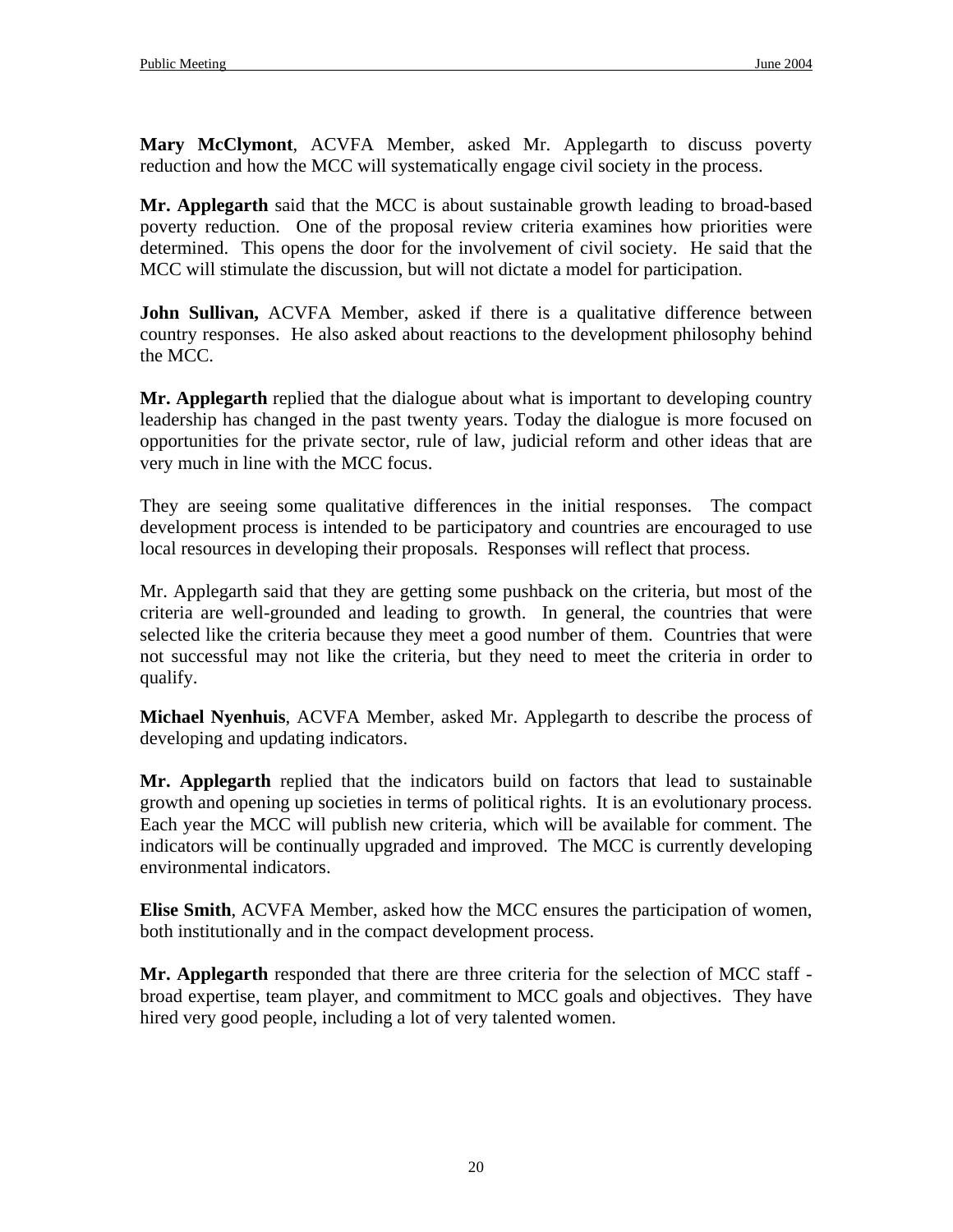**Mary McClymont**, ACVFA Member, asked Mr. Applegarth to discuss poverty reduction and how the MCC will systematically engage civil society in the process.

**Mr. Applegarth** said that the MCC is about sustainable growth leading to broad-based poverty reduction. One of the proposal review criteria examines how priorities were determined. This opens the door for the involvement of civil society. He said that the MCC will stimulate the discussion, but will not dictate a model for participation.

**John Sullivan,** ACVFA Member, asked if there is a qualitative difference between country responses. He also asked about reactions to the development philosophy behind the MCC.

**Mr. Applegarth** replied that the dialogue about what is important to developing country leadership has changed in the past twenty years. Today the dialogue is more focused on opportunities for the private sector, rule of law, judicial reform and other ideas that are very much in line with the MCC focus.

They are seeing some qualitative differences in the initial responses. The compact development process is intended to be participatory and countries are encouraged to use local resources in developing their proposals. Responses will reflect that process.

Mr. Applegarth said that they are getting some pushback on the criteria, but most of the criteria are well-grounded and leading to growth. In general, the countries that were selected like the criteria because they meet a good number of them. Countries that were not successful may not like the criteria, but they need to meet the criteria in order to qualify.

**Michael Nyenhuis**, ACVFA Member, asked Mr. Applegarth to describe the process of developing and updating indicators.

**Mr. Applegarth** replied that the indicators build on factors that lead to sustainable growth and opening up societies in terms of political rights. It is an evolutionary process. Each year the MCC will publish new criteria, which will be available for comment. The indicators will be continually upgraded and improved. The MCC is currently developing environmental indicators.

**Elise Smith**, ACVFA Member, asked how the MCC ensures the participation of women, both institutionally and in the compact development process.

**Mr. Applegarth** responded that there are three criteria for the selection of MCC staff - broad expertise, team player, and commitment to MCC goals and objectives. They have hired very good people, including a lot of very talented women.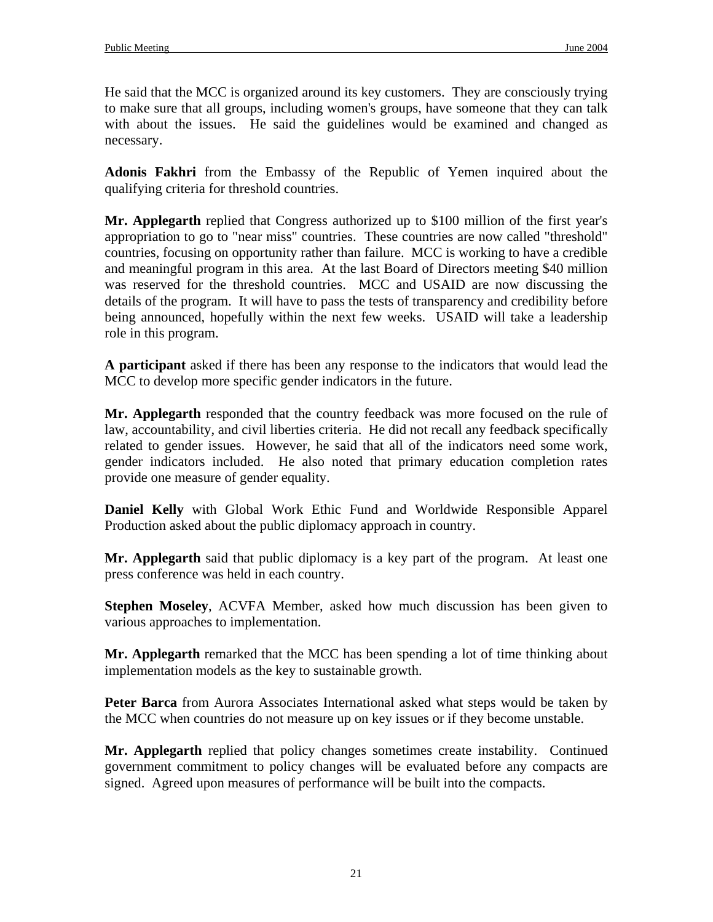He said that the MCC is organized around its key customers. They are consciously trying to make sure that all groups, including women's groups, have someone that they can talk with about the issues. He said the guidelines would be examined and changed as necessary.

**Adonis Fakhri** from the Embassy of the Republic of Yemen inquired about the qualifying criteria for threshold countries.

**Mr. Applegarth** replied that Congress authorized up to $100 million of the first year's appropriation to go to "near miss" countries. These countries are now called "threshold" countries, focusing on opportunity rather than failure. MCC is working to have a credible and meaningful program in this area. At the last Board of Directors meeting $40 million was reserved for the threshold countries. MCC and USAID are now discussing the details of the program. It will have to pass the tests of transparency and credibility before being announced, hopefully within the next few weeks. USAID will take a leadership role in this program.

**A participant** asked if there has been any response to the indicators that would lead the MCC to develop more specific gender indicators in the future.

**Mr. Applegarth** responded that the country feedback was more focused on the rule of law, accountability, and civil liberties criteria. He did not recall any feedback specifically related to gender issues. However, he said that all of the indicators need some work, gender indicators included. He also noted that primary education completion rates provide one measure of gender equality.

**Daniel Kelly** with Global Work Ethic Fund and Worldwide Responsible Apparel Production asked about the public diplomacy approach in country.

**Mr. Applegarth** said that public diplomacy is a key part of the program. At least one press conference was held in each country.

**Stephen Moseley**, ACVFA Member, asked how much discussion has been given to various approaches to implementation.

**Mr. Applegarth** remarked that the MCC has been spending a lot of time thinking about implementation models as the key to sustainable growth.

**Peter Barca** from Aurora Associates International asked what steps would be taken by the MCC when countries do not measure up on key issues or if they become unstable.

**Mr. Applegarth** replied that policy changes sometimes create instability. Continued government commitment to policy changes will be evaluated before any compacts are signed. Agreed upon measures of performance will be built into the compacts.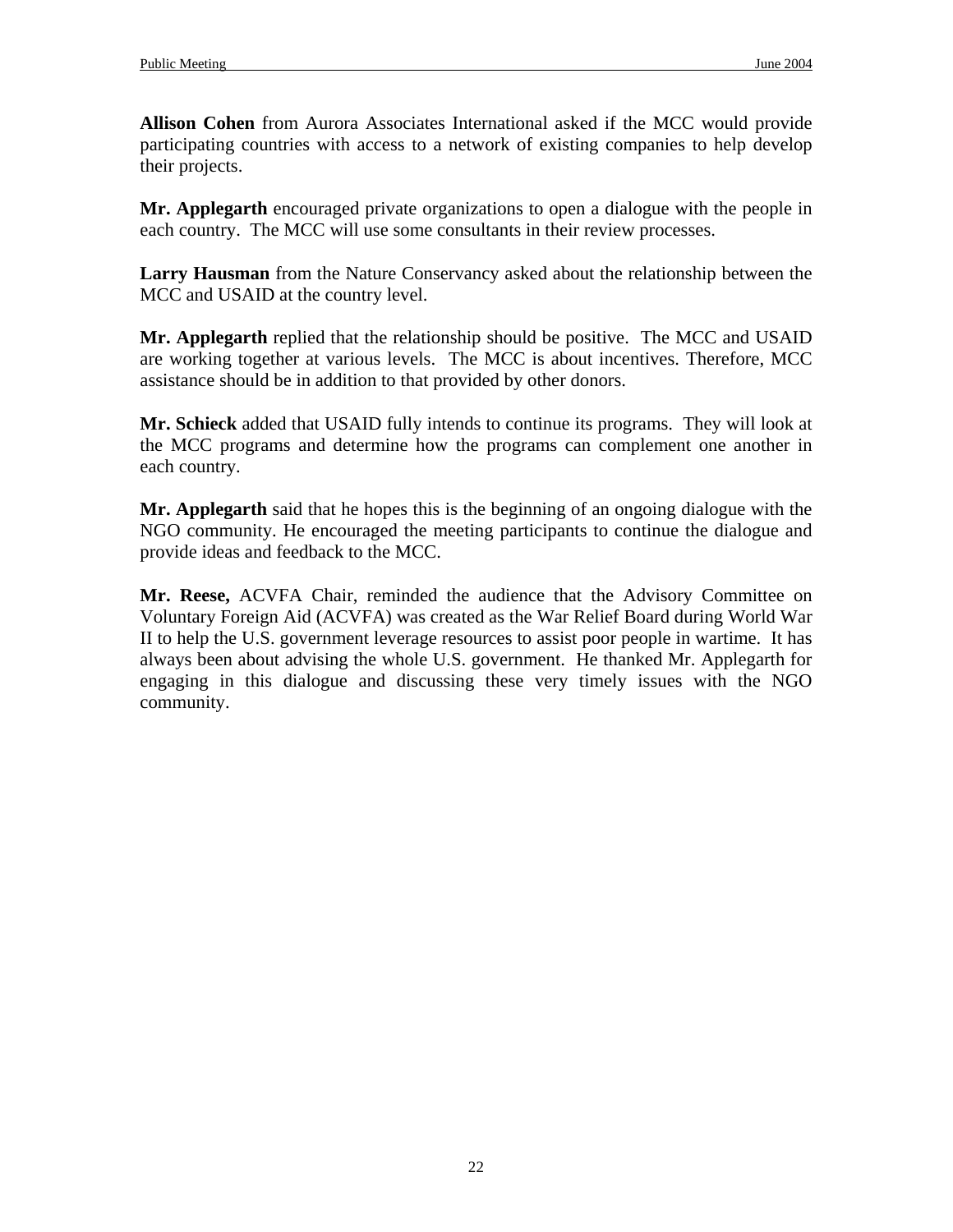**Allison Cohen** from Aurora Associates International asked if the MCC would provide participating countries with access to a network of existing companies to help develop their projects.

**Mr. Applegarth** encouraged private organizations to open a dialogue with the people in each country. The MCC will use some consultants in their review processes.

**Larry Hausman** from the Nature Conservancy asked about the relationship between the MCC and USAID at the country level.

**Mr. Applegarth** replied that the relationship should be positive. The MCC and USAID are working together at various levels. The MCC is about incentives. Therefore, MCC assistance should be in addition to that provided by other donors.

**Mr. Schieck** added that USAID fully intends to continue its programs. They will look at the MCC programs and determine how the programs can complement one another in each country.

**Mr. Applegarth** said that he hopes this is the beginning of an ongoing dialogue with the NGO community. He encouraged the meeting participants to continue the dialogue and provide ideas and feedback to the MCC.

**Mr. Reese,** ACVFA Chair, reminded the audience that the Advisory Committee on Voluntary Foreign Aid (ACVFA) was created as the War Relief Board during World War II to help the U.S. government leverage resources to assist poor people in wartime. It has always been about advising the whole U.S. government. He thanked Mr. Applegarth for engaging in this dialogue and discussing these very timely issues with the NGO community.